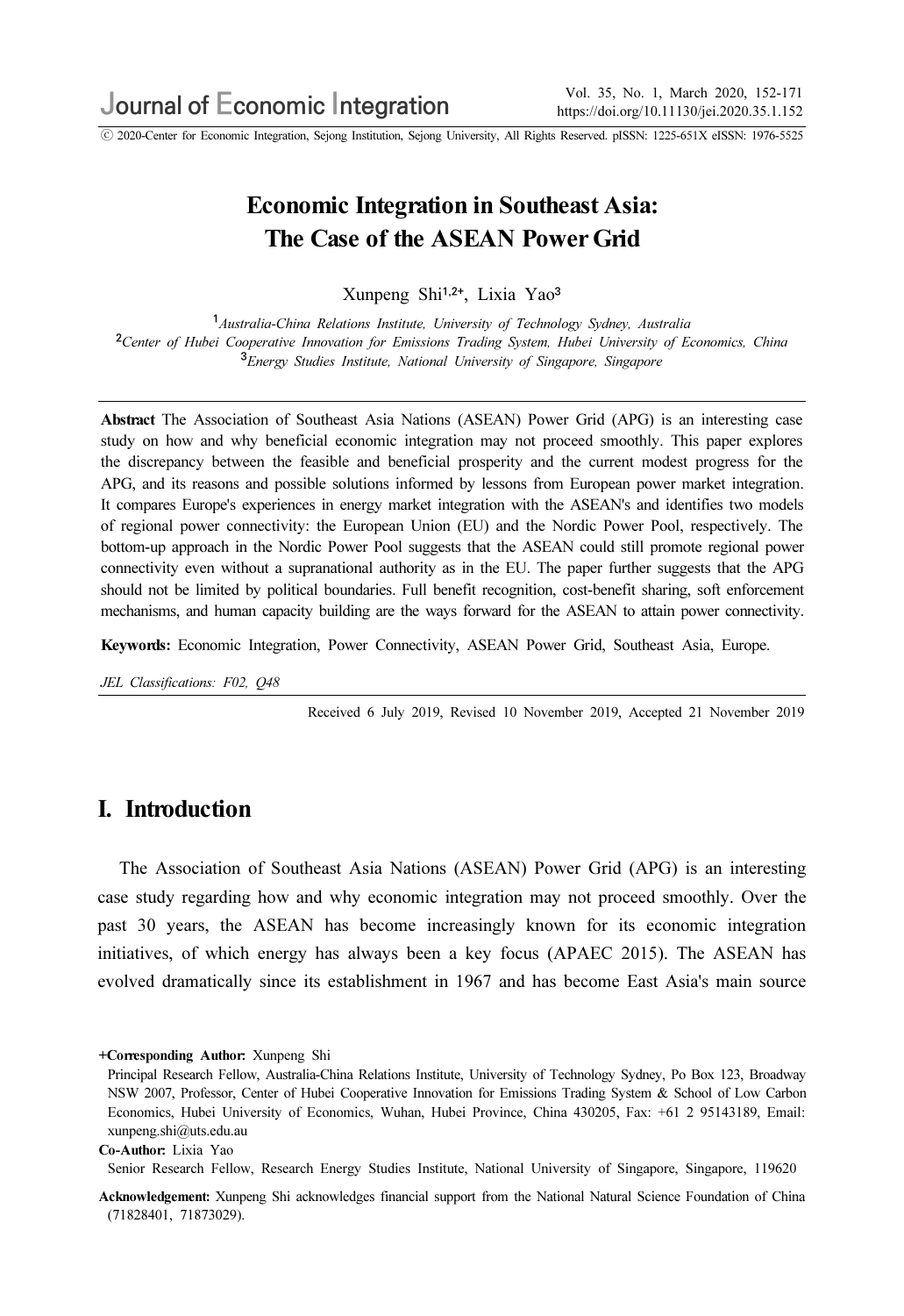# Economic Integration in Southeast Asia: The Case of the ASEAN Power Grid

Xunpeng Shi[1,2+], Lixia Yao[3]

[1]*Australia-China Relations Institute, University of Technology Sydney, Australia*
[2]*Center of Hubei Cooperative Innovation for Emissions Trading System, Hubei University of Economics, China*
[3]*Energy Studies Institute, National University of Singapore, Singapore*

**Abstract** The Association of Southeast Asia Nations (ASEAN) Power Grid (APG) is an interesting case study on how and why beneficial economic integration may not proceed smoothly. This paper explores the discrepancy between the feasible and beneficial prosperity and the current modest progress for the APG, and its reasons and possible solutions informed by lessons from European power market integration. It compares Europe's experiences in energy market integration with the ASEAN's and identifies two models of regional power connectivity: the European Union (EU) and the Nordic Power Pool, respectively. The bottom-up approach in the Nordic Power Pool suggests that the ASEAN could still promote regional power connectivity even without a supranational authority as in the EU. The paper further suggests that the APG should not be limited by political boundaries. Full benefit recognition, cost-benefit sharing, soft enforcement mechanisms, and human capacity building are the ways forward for the ASEAN to attain power connectivity.

**Keywords:** Economic Integration, Power Connectivity, ASEAN Power Grid, Southeast Asia, Europe.

*JEL Classifications: F02, Q48*

Received 6 July 2019, Revised 10 November 2019, Accepted 21 November 2019

## I. Introduction

The Association of Southeast Asia Nations (ASEAN) Power Grid (APG) is an interesting case study regarding how and why economic integration may not proceed smoothly. Over the past 30 years, the ASEAN has become increasingly known for its economic integration initiatives, of which energy has always been a key focus (APAEC 2015). The ASEAN has evolved dramatically since its establishment in 1967 and has become East Asia's main source

**+Corresponding Author:** Xunpeng Shi
Principal Research Fellow, Australia-China Relations Institute, University of Technology Sydney, Po Box 123, Broadway NSW 2007, Professor, Center of Hubei Cooperative Innovation for Emissions Trading System & School of Low Carbon Economics, Hubei University of Economics, Wuhan, Hubei Province, China 430205, Fax: +61 2 95143189, Email: xunpeng.shi@uts.edu.au

**Co-Author:** Lixia Yao
Senior Research Fellow, Research Energy Studies Institute, National University of Singapore, Singapore, 119620

**Acknowledgement:** Xunpeng Shi acknowledges financial support from the National Natural Science Foundation of China (71828401, 71873029).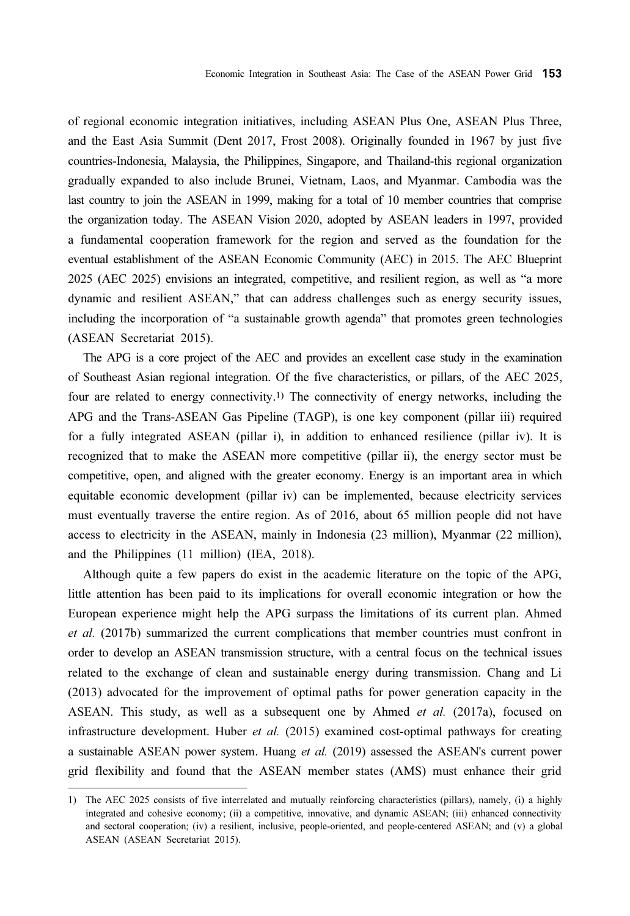of regional economic integration initiatives, including ASEAN Plus One, ASEAN Plus Three, and the East Asia Summit (Dent 2017, Frost 2008). Originally founded in 1967 by just five countries-Indonesia, Malaysia, the Philippines, Singapore, and Thailand-this regional organization gradually expanded to also include Brunei, Vietnam, Laos, and Myanmar. Cambodia was the last country to join the ASEAN in 1999, making for a total of 10 member countries that comprise the organization today. The ASEAN Vision 2020, adopted by ASEAN leaders in 1997, provided a fundamental cooperation framework for the region and served as the foundation for the eventual establishment of the ASEAN Economic Community (AEC) in 2015. The AEC Blueprint 2025 (AEC 2025) envisions an integrated, competitive, and resilient region, as well as "a more dynamic and resilient ASEAN," that can address challenges such as energy security issues, including the incorporation of "a sustainable growth agenda" that promotes green technologies (ASEAN Secretariat 2015).

The APG is a core project of the AEC and provides an excellent case study in the examination of Southeast Asian regional integration. Of the five characteristics, or pillars, of the AEC 2025, four are related to energy connectivity.[1] The connectivity of energy networks, including the APG and the Trans-ASEAN Gas Pipeline (TAGP), is one key component (pillar iii) required for a fully integrated ASEAN (pillar i), in addition to enhanced resilience (pillar iv). It is recognized that to make the ASEAN more competitive (pillar ii), the energy sector must be competitive, open, and aligned with the greater economy. Energy is an important area in which equitable economic development (pillar iv) can be implemented, because electricity services must eventually traverse the entire region. As of 2016, about 65 million people did not have access to electricity in the ASEAN, mainly in Indonesia (23 million), Myanmar (22 million), and the Philippines (11 million) (IEA, 2018).

Although quite a few papers do exist in the academic literature on the topic of the APG, little attention has been paid to its implications for overall economic integration or how the European experience might help the APG surpass the limitations of its current plan. Ahmed *et al.* (2017b) summarized the current complications that member countries must confront in order to develop an ASEAN transmission structure, with a central focus on the technical issues related to the exchange of clean and sustainable energy during transmission. Chang and Li (2013) advocated for the improvement of optimal paths for power generation capacity in the ASEAN. This study, as well as a subsequent one by Ahmed *et al.* (2017a), focused on infrastructure development. Huber *et al.* (2015) examined cost-optimal pathways for creating a sustainable ASEAN power system. Huang *et al.* (2019) assessed the ASEAN's current power grid flexibility and found that the ASEAN member states (AMS) must enhance their grid

---

1) The AEC 2025 consists of five interrelated and mutually reinforcing characteristics (pillars), namely, (i) a highly integrated and cohesive economy; (ii) a competitive, innovative, and dynamic ASEAN; (iii) enhanced connectivity and sectoral cooperation; (iv) a resilient, inclusive, people-oriented, and people-centered ASEAN; and (v) a global ASEAN (ASEAN Secretariat 2015).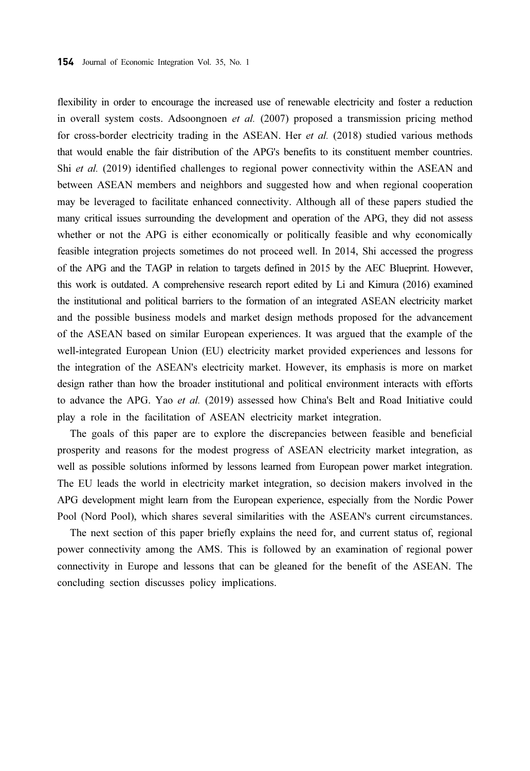flexibility in order to encourage the increased use of renewable electricity and foster a reduction in overall system costs. Adsoongnoen *et al.* (2007) proposed a transmission pricing method for cross-border electricity trading in the ASEAN. Her *et al.* (2018) studied various methods that would enable the fair distribution of the APG's benefits to its constituent member countries. Shi *et al.* (2019) identified challenges to regional power connectivity within the ASEAN and between ASEAN members and neighbors and suggested how and when regional cooperation may be leveraged to facilitate enhanced connectivity. Although all of these papers studied the many critical issues surrounding the development and operation of the APG, they did not assess whether or not the APG is either economically or politically feasible and why economically feasible integration projects sometimes do not proceed well. In 2014, Shi accessed the progress of the APG and the TAGP in relation to targets defined in 2015 by the AEC Blueprint. However, this work is outdated. A comprehensive research report edited by Li and Kimura (2016) examined the institutional and political barriers to the formation of an integrated ASEAN electricity market and the possible business models and market design methods proposed for the advancement of the ASEAN based on similar European experiences. It was argued that the example of the well-integrated European Union (EU) electricity market provided experiences and lessons for the integration of the ASEAN's electricity market. However, its emphasis is more on market design rather than how the broader institutional and political environment interacts with efforts to advance the APG. Yao *et al.* (2019) assessed how China's Belt and Road Initiative could play a role in the facilitation of ASEAN electricity market integration.

The goals of this paper are to explore the discrepancies between feasible and beneficial prosperity and reasons for the modest progress of ASEAN electricity market integration, as well as possible solutions informed by lessons learned from European power market integration. The EU leads the world in electricity market integration, so decision makers involved in the APG development might learn from the European experience, especially from the Nordic Power Pool (Nord Pool), which shares several similarities with the ASEAN's current circumstances.

The next section of this paper briefly explains the need for, and current status of, regional power connectivity among the AMS. This is followed by an examination of regional power connectivity in Europe and lessons that can be gleaned for the benefit of the ASEAN. The concluding section discusses policy implications.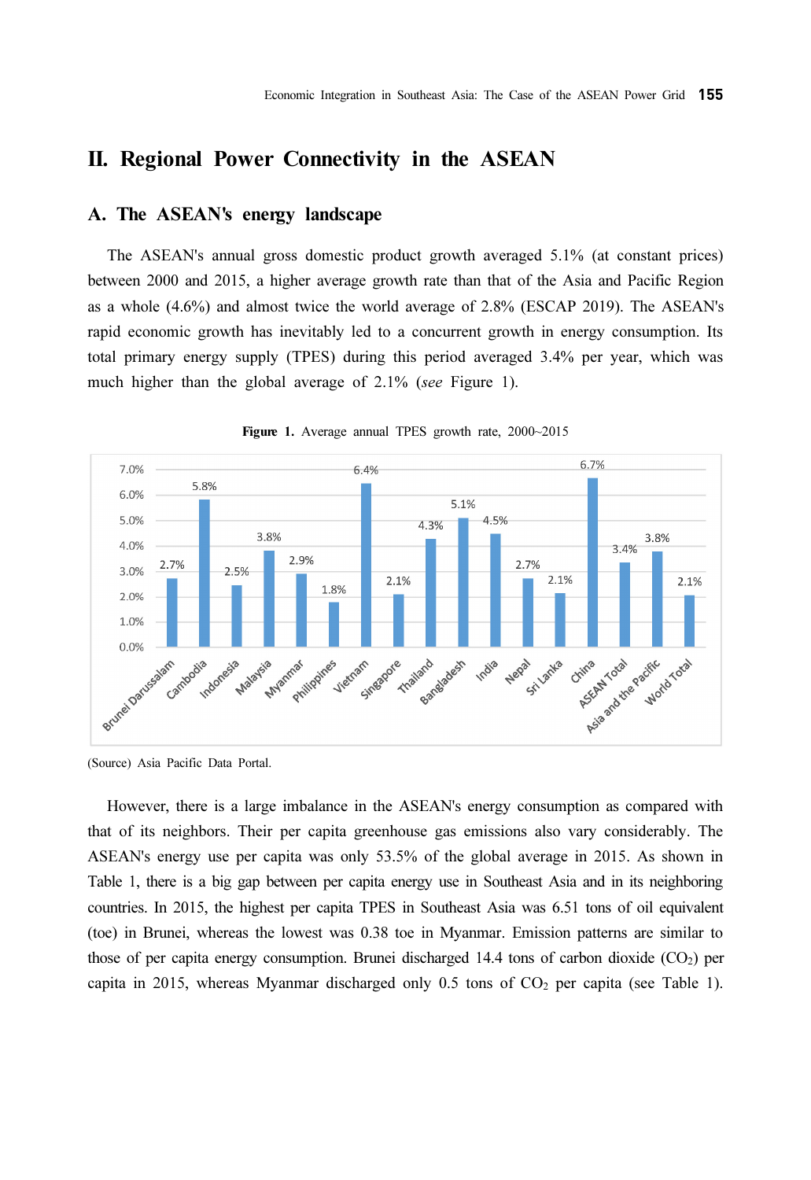## II. Regional Power Connectivity in the ASEAN

### A. The ASEAN's energy landscape

The ASEAN's annual gross domestic product growth averaged 5.1% (at constant prices) between 2000 and 2015, a higher average growth rate than that of the Asia and Pacific Region as a whole (4.6%) and almost twice the world average of 2.8% (ESCAP 2019). The ASEAN's rapid economic growth has inevitably led to a concurrent growth in energy consumption. Its total primary energy supply (TPES) during this period averaged 3.4% per year, which was much higher than the global average of 2.1% (*see* Figure 1).

**Figure 1.** Average annual TPES growth rate, 2000~2015

| Country/Region | Growth rate |
|---|---|
| Brunei Darussalam | 2.7% |
| Cambodia | 5.8% |
| Indonesia | 2.5% |
| Malaysia | 3.8% |
| Myanmar | 2.9% |
| Philippines | 1.8% |
| Vietnam | 6.4% |
| Singapore | 2.1% |
| Thailand | 4.3% |
| Bangladesh | 5.1% |
| India | 4.5% |
| Nepal | 2.7% |
| Sri Lanka | 2.1% |
| China | 6.7% |
| ASEAN Total | 3.4% |
| Asia and the Pacific | 3.8% |
| World Total | 2.1% |

(Source) Asia Pacific Data Portal.

However, there is a large imbalance in the ASEAN's energy consumption as compared with that of its neighbors. Their per capita greenhouse gas emissions also vary considerably. The ASEAN's energy use per capita was only 53.5% of the global average in 2015. As shown in Table 1, there is a big gap between per capita energy use in Southeast Asia and in its neighboring countries. In 2015, the highest per capita TPES in Southeast Asia was 6.51 tons of oil equivalent (toe) in Brunei, whereas the lowest was 0.38 toe in Myanmar. Emission patterns are similar to those of per capita energy consumption. Brunei discharged 14.4 tons of carbon dioxide ($CO_2$) per capita in 2015, whereas Myanmar discharged only 0.5 tons of $CO_2$ per capita (see Table 1).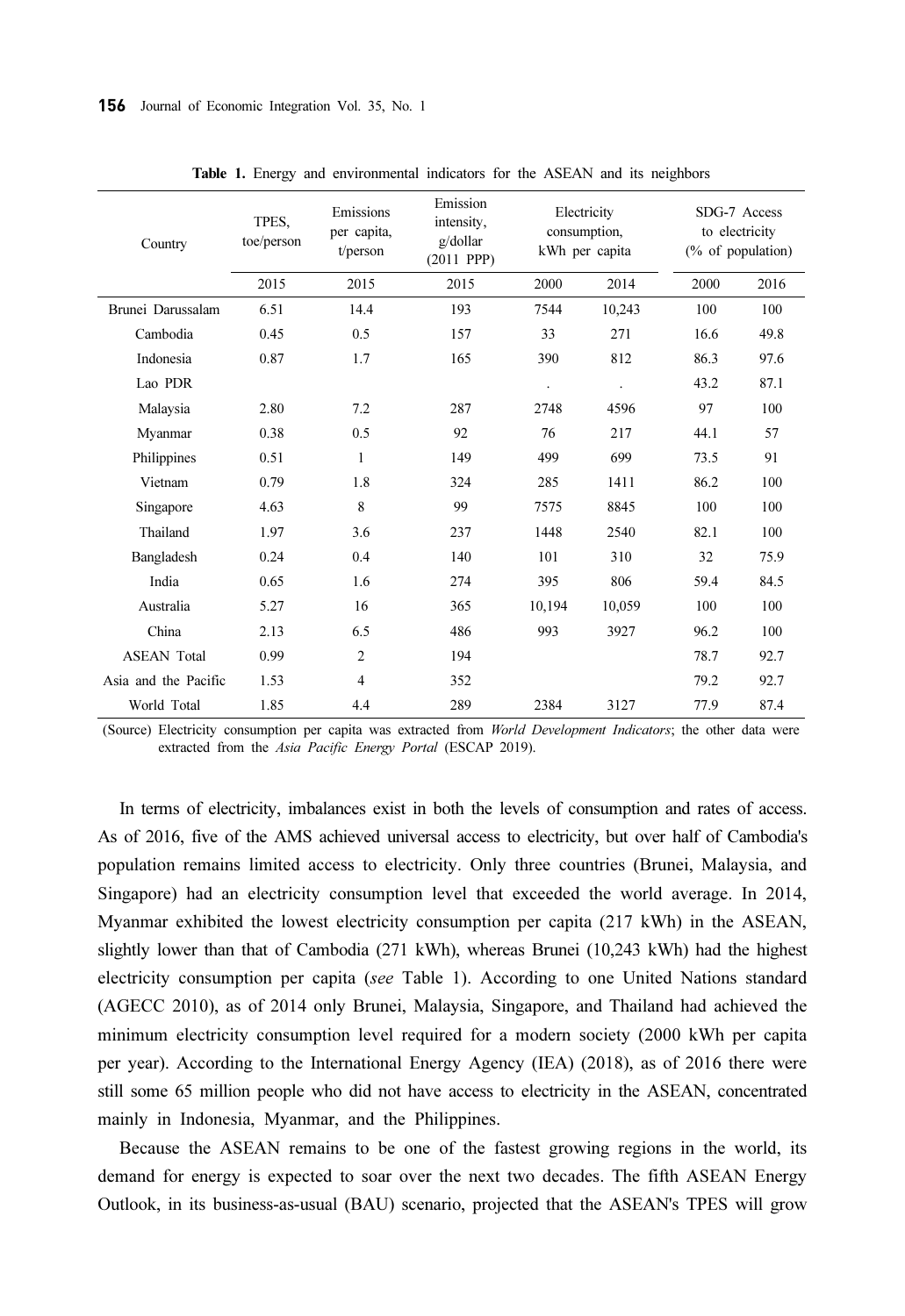**Table 1.** Energy and environmental indicators for the ASEAN and its neighbors

| Country | TPES, toe/person | Emissions per capita, t/person | Emission intensity, g/dollar (2011 PPP) | Electricity consumption, kWh per capita | | SDG-7 Access to electricity (% of population) | |
|---|---|---|---|---|---|---|---|
| | 2015 | 2015 | 2015 | 2000 | 2014 | 2000 | 2016 |
| Brunei Darussalam | 6.51 | 14.4 | 193 | 7544 | 10,243 | 100 | 100 |
| Cambodia | 0.45 | 0.5 | 157 | 33 | 271 | 16.6 | 49.8 |
| Indonesia | 0.87 | 1.7 | 165 | 390 | 812 | 86.3 | 97.6 |
| Lao PDR | | | | . | . | 43.2 | 87.1 |
| Malaysia | 2.80 | 7.2 | 287 | 2748 | 4596 | 97 | 100 |
| Myanmar | 0.38 | 0.5 | 92 | 76 | 217 | 44.1 | 57 |
| Philippines | 0.51 | 1 | 149 | 499 | 699 | 73.5 | 91 |
| Vietnam | 0.79 | 1.8 | 324 | 285 | 1411 | 86.2 | 100 |
| Singapore | 4.63 | 8 | 99 | 7575 | 8845 | 100 | 100 |
| Thailand | 1.97 | 3.6 | 237 | 1448 | 2540 | 82.1 | 100 |
| Bangladesh | 0.24 | 0.4 | 140 | 101 | 310 | 32 | 75.9 |
| India | 0.65 | 1.6 | 274 | 395 | 806 | 59.4 | 84.5 |
| Australia | 5.27 | 16 | 365 | 10,194 | 10,059 | 100 | 100 |
| China | 2.13 | 6.5 | 486 | 993 | 3927 | 96.2 | 100 |
| ASEAN Total | 0.99 | 2 | 194 | | | 78.7 | 92.7 |
| Asia and the Pacific | 1.53 | 4 | 352 | | | 79.2 | 92.7 |
| World Total | 1.85 | 4.4 | 289 | 2384 | 3127 | 77.9 | 87.4 |

(Source) Electricity consumption per capita was extracted from *World Development Indicators*; the other data were extracted from the *Asia Pacific Energy Portal* (ESCAP 2019).

In terms of electricity, imbalances exist in both the levels of consumption and rates of access. As of 2016, five of the AMS achieved universal access to electricity, but over half of Cambodia's population remains limited access to electricity. Only three countries (Brunei, Malaysia, and Singapore) had an electricity consumption level that exceeded the world average. In 2014, Myanmar exhibited the lowest electricity consumption per capita (217 kWh) in the ASEAN, slightly lower than that of Cambodia (271 kWh), whereas Brunei (10,243 kWh) had the highest electricity consumption per capita (*see* Table 1). According to one United Nations standard (AGECC 2010), as of 2014 only Brunei, Malaysia, Singapore, and Thailand had achieved the minimum electricity consumption level required for a modern society (2000 kWh per capita per year). According to the International Energy Agency (IEA) (2018), as of 2016 there were still some 65 million people who did not have access to electricity in the ASEAN, concentrated mainly in Indonesia, Myanmar, and the Philippines.

Because the ASEAN remains to be one of the fastest growing regions in the world, its demand for energy is expected to soar over the next two decades. The fifth ASEAN Energy Outlook, in its business-as-usual (BAU) scenario, projected that the ASEAN's TPES will grow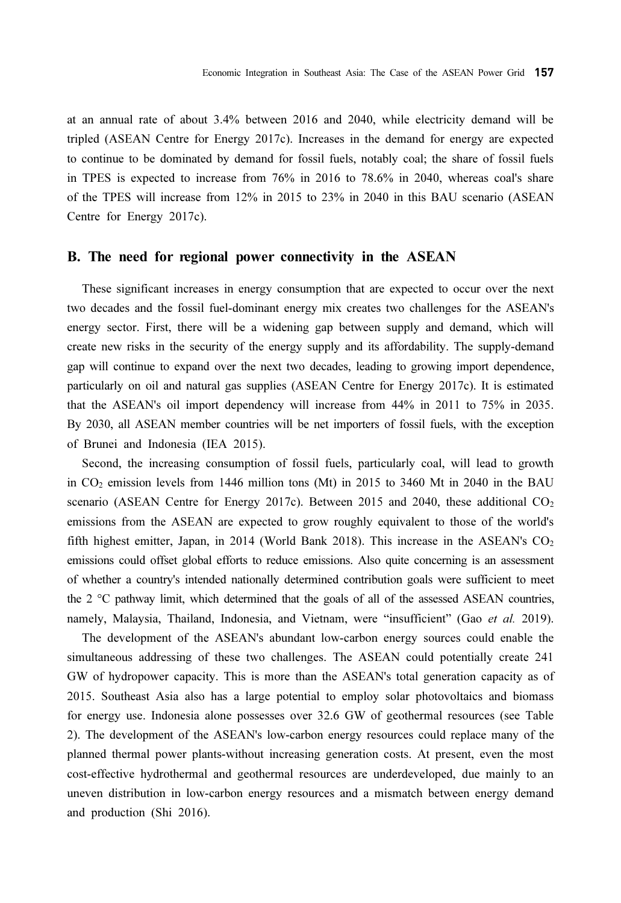at an annual rate of about 3.4% between 2016 and 2040, while electricity demand will be tripled (ASEAN Centre for Energy 2017c). Increases in the demand for energy are expected to continue to be dominated by demand for fossil fuels, notably coal; the share of fossil fuels in TPES is expected to increase from 76% in 2016 to 78.6% in 2040, whereas coal's share of the TPES will increase from 12% in 2015 to 23% in 2040 in this BAU scenario (ASEAN Centre for Energy 2017c).

## B. The need for regional power connectivity in the ASEAN

These significant increases in energy consumption that are expected to occur over the next two decades and the fossil fuel-dominant energy mix creates two challenges for the ASEAN's energy sector. First, there will be a widening gap between supply and demand, which will create new risks in the security of the energy supply and its affordability. The supply-demand gap will continue to expand over the next two decades, leading to growing import dependence, particularly on oil and natural gas supplies (ASEAN Centre for Energy 2017c). It is estimated that the ASEAN's oil import dependency will increase from 44% in 2011 to 75% in 2035. By 2030, all ASEAN member countries will be net importers of fossil fuels, with the exception of Brunei and Indonesia (IEA 2015).

Second, the increasing consumption of fossil fuels, particularly coal, will lead to growth in $CO_2$ emission levels from 1446 million tons (Mt) in 2015 to 3460 Mt in 2040 in the BAU scenario (ASEAN Centre for Energy 2017c). Between 2015 and 2040, these additional $CO_2$ emissions from the ASEAN are expected to grow roughly equivalent to those of the world's fifth highest emitter, Japan, in 2014 (World Bank 2018). This increase in the ASEAN's $CO_2$ emissions could offset global efforts to reduce emissions. Also quite concerning is an assessment of whether a country's intended nationally determined contribution goals were sufficient to meet the 2 °C pathway limit, which determined that the goals of all of the assessed ASEAN countries, namely, Malaysia, Thailand, Indonesia, and Vietnam, were "insufficient" (Gao *et al.* 2019).

The development of the ASEAN's abundant low-carbon energy sources could enable the simultaneous addressing of these two challenges. The ASEAN could potentially create 241 GW of hydropower capacity. This is more than the ASEAN's total generation capacity as of 2015. Southeast Asia also has a large potential to employ solar photovoltaics and biomass for energy use. Indonesia alone possesses over 32.6 GW of geothermal resources (see Table 2). The development of the ASEAN's low-carbon energy resources could replace many of the planned thermal power plants-without increasing generation costs. At present, even the most cost-effective hydrothermal and geothermal resources are underdeveloped, due mainly to an uneven distribution in low-carbon energy resources and a mismatch between energy demand and production (Shi 2016).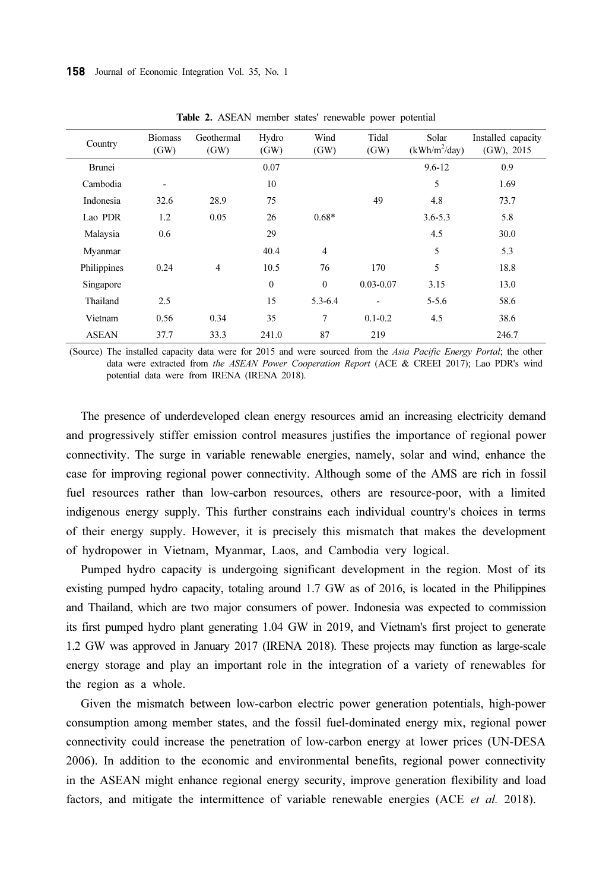**Table 2.** ASEAN member states' renewable power potential

| Country | Biomass (GW) | Geothermal (GW) | Hydro (GW) | Wind (GW) | Tidal (GW) | Solar (kWh/m$^2$/day) | Installed capacity (GW), 2015 |
|---|---|---|---|---|---|---|---|
| Brunei | | | 0.07 | | | 9.6-12 | 0.9 |
| Cambodia | - | | 10 | | | 5 | 1.69 |
| Indonesia | 32.6 | 28.9 | 75 | | 49 | 4.8 | 73.7 |
| Lao PDR | 1.2 | 0.05 | 26 | 0.68* | | 3.6-5.3 | 5.8 |
| Malaysia | 0.6 | | 29 | | | 4.5 | 30.0 |
| Myanmar | | | 40.4 | 4 | | 5 | 5.3 |
| Philippines | 0.24 | 4 | 10.5 | 76 | 170 | 5 | 18.8 |
| Singapore | | | 0 | 0 | 0.03-0.07 | 3.15 | 13.0 |
| Thailand | 2.5 | | 15 | 5.3-6.4 | - | 5-5.6 | 58.6 |
| Vietnam | 0.56 | 0.34 | 35 | 7 | 0.1-0.2 | 4.5 | 38.6 |
| ASEAN | 37.7 | 33.3 | 241.0 | 87 | 219 | | 246.7 |

(Source) The installed capacity data were for 2015 and were sourced from the *Asia Pacific Energy Portal*; the other data were extracted from *the ASEAN Power Cooperation Report* (ACE & CREEI 2017); Lao PDR's wind potential data were from IRENA (IRENA 2018).

The presence of underdeveloped clean energy resources amid an increasing electricity demand and progressively stiffer emission control measures justifies the importance of regional power connectivity. The surge in variable renewable energies, namely, solar and wind, enhance the case for improving regional power connectivity. Although some of the AMS are rich in fossil fuel resources rather than low-carbon resources, others are resource-poor, with a limited indigenous energy supply. This further constrains each individual country's choices in terms of their energy supply. However, it is precisely this mismatch that makes the development of hydropower in Vietnam, Myanmar, Laos, and Cambodia very logical.

Pumped hydro capacity is undergoing significant development in the region. Most of its existing pumped hydro capacity, totaling around 1.7 GW as of 2016, is located in the Philippines and Thailand, which are two major consumers of power. Indonesia was expected to commission its first pumped hydro plant generating 1.04 GW in 2019, and Vietnam's first project to generate 1.2 GW was approved in January 2017 (IRENA 2018). These projects may function as large-scale energy storage and play an important role in the integration of a variety of renewables for the region as a whole.

Given the mismatch between low-carbon electric power generation potentials, high-power consumption among member states, and the fossil fuel-dominated energy mix, regional power connectivity could increase the penetration of low-carbon energy at lower prices (UN-DESA 2006). In addition to the economic and environmental benefits, regional power connectivity in the ASEAN might enhance regional energy security, improve generation flexibility and load factors, and mitigate the intermittence of variable renewable energies (ACE *et al.* 2018).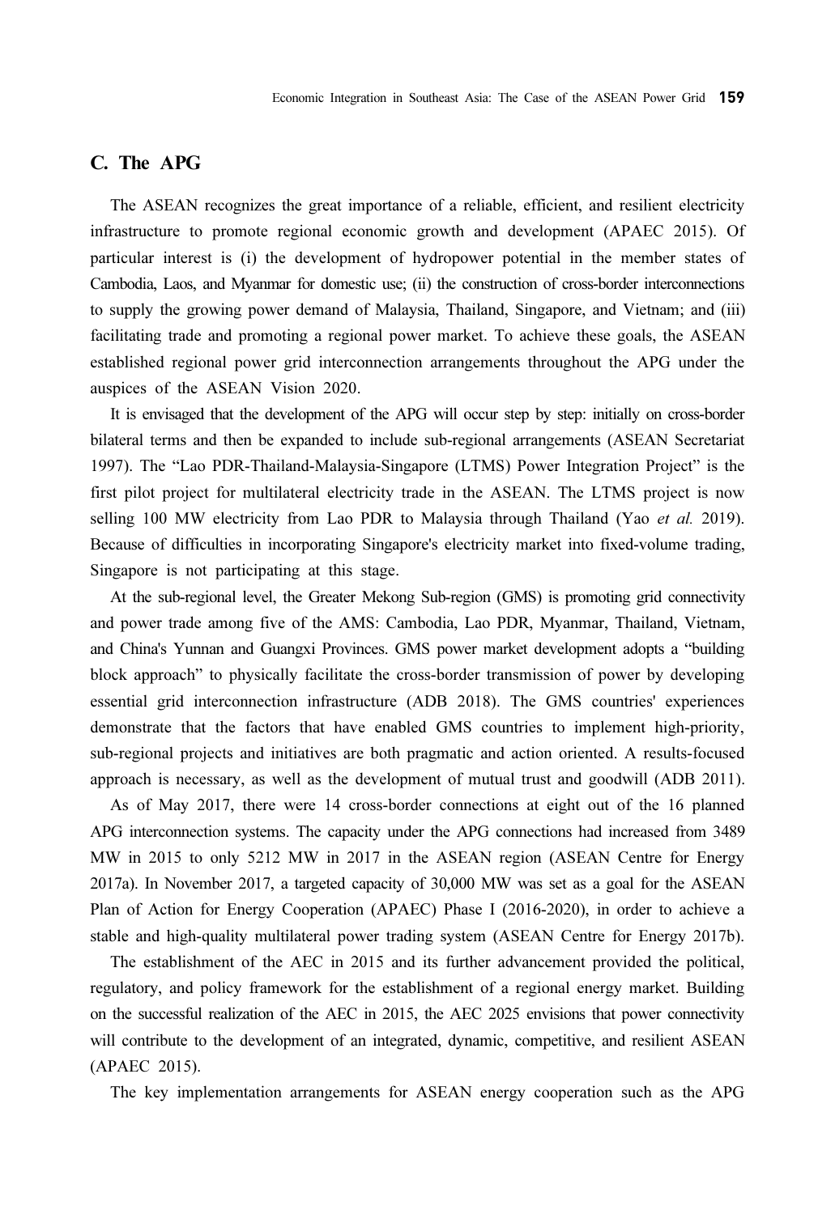## C. The APG

The ASEAN recognizes the great importance of a reliable, efficient, and resilient electricity infrastructure to promote regional economic growth and development (APAEC 2015). Of particular interest is (i) the development of hydropower potential in the member states of Cambodia, Laos, and Myanmar for domestic use; (ii) the construction of cross-border interconnections to supply the growing power demand of Malaysia, Thailand, Singapore, and Vietnam; and (iii) facilitating trade and promoting a regional power market. To achieve these goals, the ASEAN established regional power grid interconnection arrangements throughout the APG under the auspices of the ASEAN Vision 2020.

It is envisaged that the development of the APG will occur step by step: initially on cross-border bilateral terms and then be expanded to include sub-regional arrangements (ASEAN Secretariat 1997). The "Lao PDR-Thailand-Malaysia-Singapore (LTMS) Power Integration Project" is the first pilot project for multilateral electricity trade in the ASEAN. The LTMS project is now selling 100 MW electricity from Lao PDR to Malaysia through Thailand (Yao *et al.* 2019). Because of difficulties in incorporating Singapore's electricity market into fixed-volume trading, Singapore is not participating at this stage.

At the sub-regional level, the Greater Mekong Sub-region (GMS) is promoting grid connectivity and power trade among five of the AMS: Cambodia, Lao PDR, Myanmar, Thailand, Vietnam, and China's Yunnan and Guangxi Provinces. GMS power market development adopts a "building block approach" to physically facilitate the cross-border transmission of power by developing essential grid interconnection infrastructure (ADB 2018). The GMS countries' experiences demonstrate that the factors that have enabled GMS countries to implement high-priority, sub-regional projects and initiatives are both pragmatic and action oriented. A results-focused approach is necessary, as well as the development of mutual trust and goodwill (ADB 2011).

As of May 2017, there were 14 cross-border connections at eight out of the 16 planned APG interconnection systems. The capacity under the APG connections had increased from 3489 MW in 2015 to only 5212 MW in 2017 in the ASEAN region (ASEAN Centre for Energy 2017a). In November 2017, a targeted capacity of 30,000 MW was set as a goal for the ASEAN Plan of Action for Energy Cooperation (APAEC) Phase I (2016-2020), in order to achieve a stable and high-quality multilateral power trading system (ASEAN Centre for Energy 2017b).

The establishment of the AEC in 2015 and its further advancement provided the political, regulatory, and policy framework for the establishment of a regional energy market. Building on the successful realization of the AEC in 2015, the AEC 2025 envisions that power connectivity will contribute to the development of an integrated, dynamic, competitive, and resilient ASEAN (APAEC 2015).

The key implementation arrangements for ASEAN energy cooperation such as the APG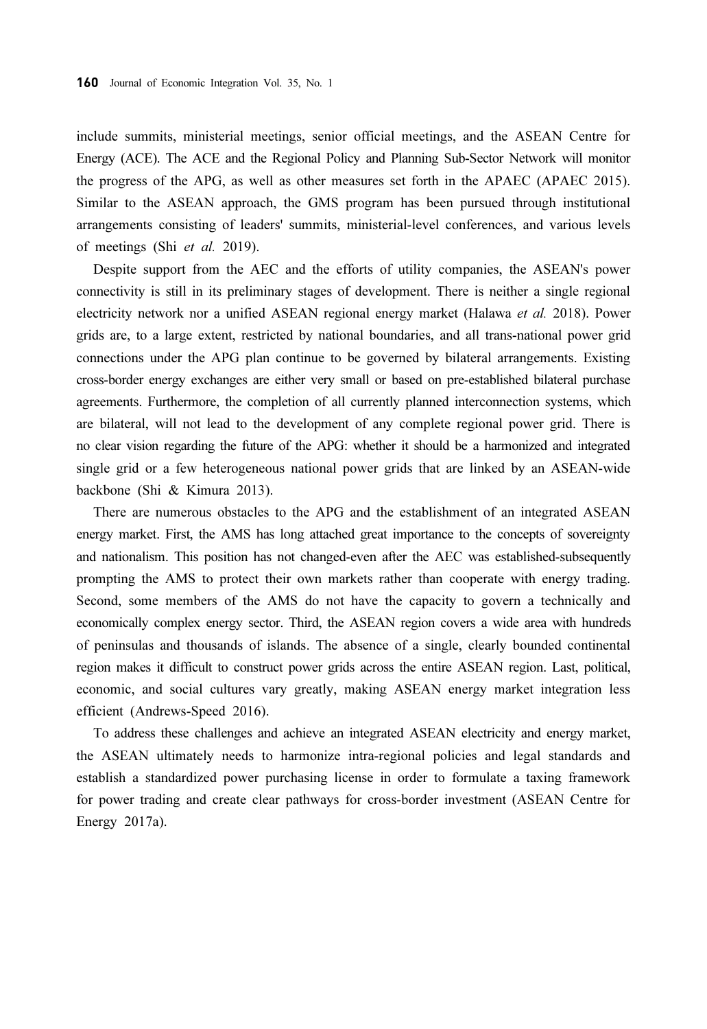include summits, ministerial meetings, senior official meetings, and the ASEAN Centre for Energy (ACE). The ACE and the Regional Policy and Planning Sub-Sector Network will monitor the progress of the APG, as well as other measures set forth in the APAEC (APAEC 2015). Similar to the ASEAN approach, the GMS program has been pursued through institutional arrangements consisting of leaders' summits, ministerial-level conferences, and various levels of meetings (Shi *et al.* 2019).

Despite support from the AEC and the efforts of utility companies, the ASEAN's power connectivity is still in its preliminary stages of development. There is neither a single regional electricity network nor a unified ASEAN regional energy market (Halawa *et al.* 2018). Power grids are, to a large extent, restricted by national boundaries, and all trans-national power grid connections under the APG plan continue to be governed by bilateral arrangements. Existing cross-border energy exchanges are either very small or based on pre-established bilateral purchase agreements. Furthermore, the completion of all currently planned interconnection systems, which are bilateral, will not lead to the development of any complete regional power grid. There is no clear vision regarding the future of the APG: whether it should be a harmonized and integrated single grid or a few heterogeneous national power grids that are linked by an ASEAN-wide backbone (Shi & Kimura 2013).

There are numerous obstacles to the APG and the establishment of an integrated ASEAN energy market. First, the AMS has long attached great importance to the concepts of sovereignty and nationalism. This position has not changed-even after the AEC was established-subsequently prompting the AMS to protect their own markets rather than cooperate with energy trading. Second, some members of the AMS do not have the capacity to govern a technically and economically complex energy sector. Third, the ASEAN region covers a wide area with hundreds of peninsulas and thousands of islands. The absence of a single, clearly bounded continental region makes it difficult to construct power grids across the entire ASEAN region. Last, political, economic, and social cultures vary greatly, making ASEAN energy market integration less efficient (Andrews-Speed 2016).

To address these challenges and achieve an integrated ASEAN electricity and energy market, the ASEAN ultimately needs to harmonize intra-regional policies and legal standards and establish a standardized power purchasing license in order to formulate a taxing framework for power trading and create clear pathways for cross-border investment (ASEAN Centre for Energy 2017a).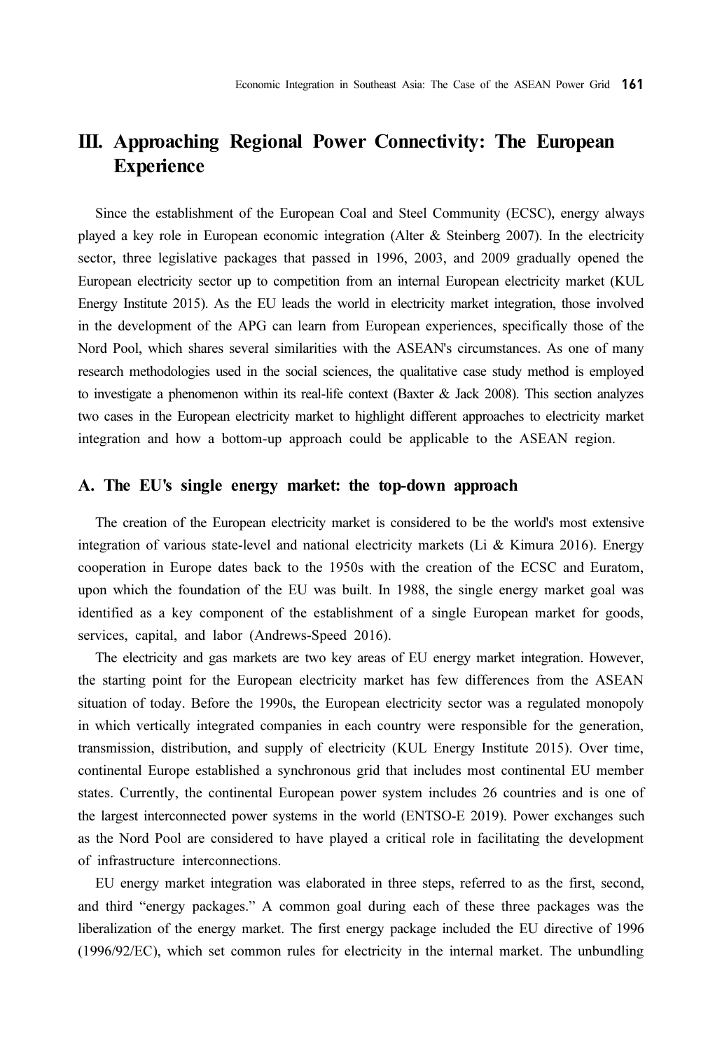## III. Approaching Regional Power Connectivity: The European Experience

Since the establishment of the European Coal and Steel Community (ECSC), energy always played a key role in European economic integration (Alter & Steinberg 2007). In the electricity sector, three legislative packages that passed in 1996, 2003, and 2009 gradually opened the European electricity sector up to competition from an internal European electricity market (KUL Energy Institute 2015). As the EU leads the world in electricity market integration, those involved in the development of the APG can learn from European experiences, specifically those of the Nord Pool, which shares several similarities with the ASEAN's circumstances. As one of many research methodologies used in the social sciences, the qualitative case study method is employed to investigate a phenomenon within its real-life context (Baxter & Jack 2008). This section analyzes two cases in the European electricity market to highlight different approaches to electricity market integration and how a bottom-up approach could be applicable to the ASEAN region.

### A. The EU's single energy market: the top-down approach

The creation of the European electricity market is considered to be the world's most extensive integration of various state-level and national electricity markets (Li & Kimura 2016). Energy cooperation in Europe dates back to the 1950s with the creation of the ECSC and Euratom, upon which the foundation of the EU was built. In 1988, the single energy market goal was identified as a key component of the establishment of a single European market for goods, services, capital, and labor (Andrews-Speed 2016).

The electricity and gas markets are two key areas of EU energy market integration. However, the starting point for the European electricity market has few differences from the ASEAN situation of today. Before the 1990s, the European electricity sector was a regulated monopoly in which vertically integrated companies in each country were responsible for the generation, transmission, distribution, and supply of electricity (KUL Energy Institute 2015). Over time, continental Europe established a synchronous grid that includes most continental EU member states. Currently, the continental European power system includes 26 countries and is one of the largest interconnected power systems in the world (ENTSO-E 2019). Power exchanges such as the Nord Pool are considered to have played a critical role in facilitating the development of infrastructure interconnections.

EU energy market integration was elaborated in three steps, referred to as the first, second, and third "energy packages." A common goal during each of these three packages was the liberalization of the energy market. The first energy package included the EU directive of 1996 (1996/92/EC), which set common rules for electricity in the internal market. The unbundling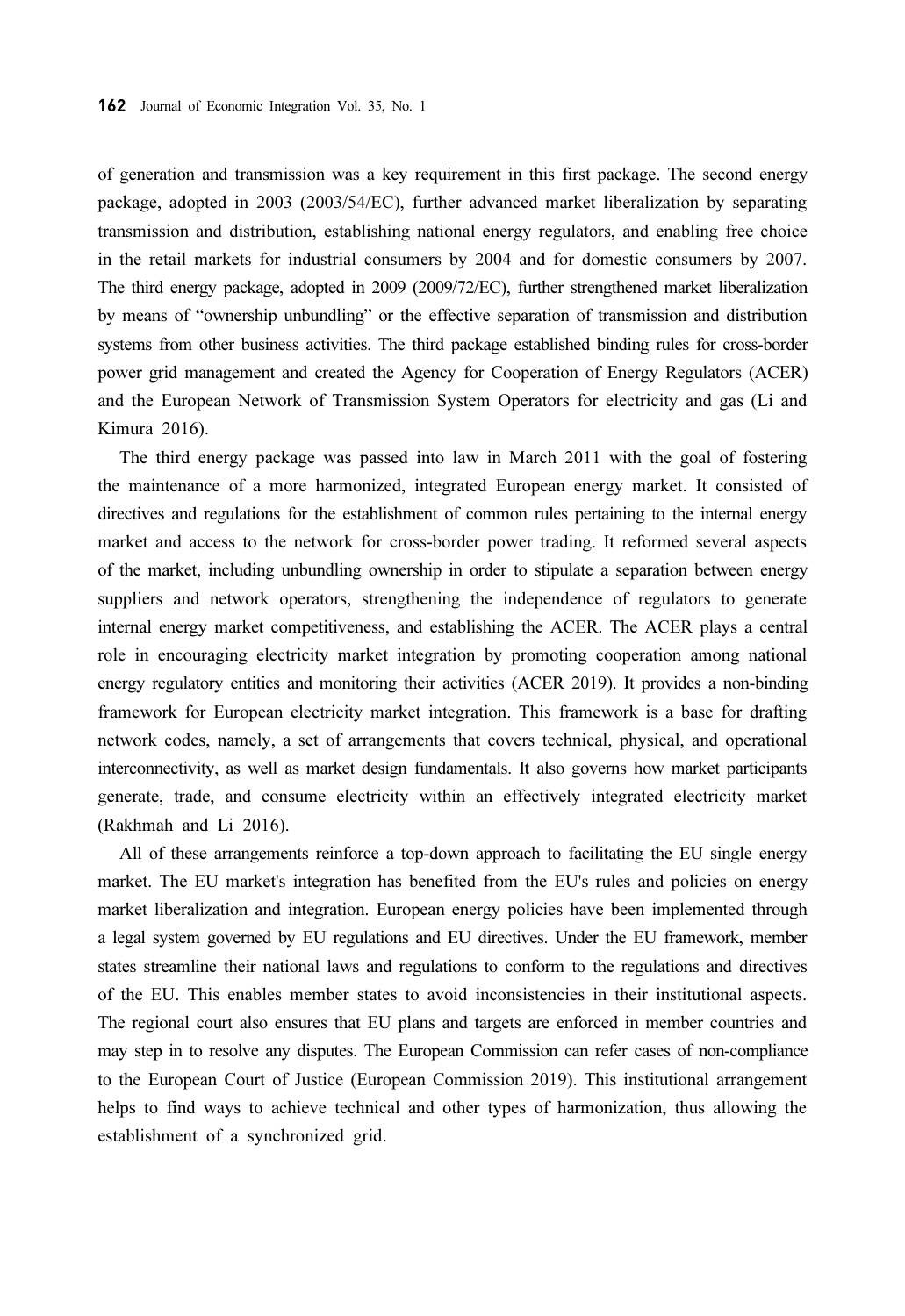of generation and transmission was a key requirement in this first package. The second energy package, adopted in 2003 (2003/54/EC), further advanced market liberalization by separating transmission and distribution, establishing national energy regulators, and enabling free choice in the retail markets for industrial consumers by 2004 and for domestic consumers by 2007. The third energy package, adopted in 2009 (2009/72/EC), further strengthened market liberalization by means of "ownership unbundling" or the effective separation of transmission and distribution systems from other business activities. The third package established binding rules for cross-border power grid management and created the Agency for Cooperation of Energy Regulators (ACER) and the European Network of Transmission System Operators for electricity and gas (Li and Kimura 2016).

The third energy package was passed into law in March 2011 with the goal of fostering the maintenance of a more harmonized, integrated European energy market. It consisted of directives and regulations for the establishment of common rules pertaining to the internal energy market and access to the network for cross-border power trading. It reformed several aspects of the market, including unbundling ownership in order to stipulate a separation between energy suppliers and network operators, strengthening the independence of regulators to generate internal energy market competitiveness, and establishing the ACER. The ACER plays a central role in encouraging electricity market integration by promoting cooperation among national energy regulatory entities and monitoring their activities (ACER 2019). It provides a non-binding framework for European electricity market integration. This framework is a base for drafting network codes, namely, a set of arrangements that covers technical, physical, and operational interconnectivity, as well as market design fundamentals. It also governs how market participants generate, trade, and consume electricity within an effectively integrated electricity market (Rakhmah and Li 2016).

All of these arrangements reinforce a top-down approach to facilitating the EU single energy market. The EU market's integration has benefited from the EU's rules and policies on energy market liberalization and integration. European energy policies have been implemented through a legal system governed by EU regulations and EU directives. Under the EU framework, member states streamline their national laws and regulations to conform to the regulations and directives of the EU. This enables member states to avoid inconsistencies in their institutional aspects. The regional court also ensures that EU plans and targets are enforced in member countries and may step in to resolve any disputes. The European Commission can refer cases of non-compliance to the European Court of Justice (European Commission 2019). This institutional arrangement helps to find ways to achieve technical and other types of harmonization, thus allowing the establishment of a synchronized grid.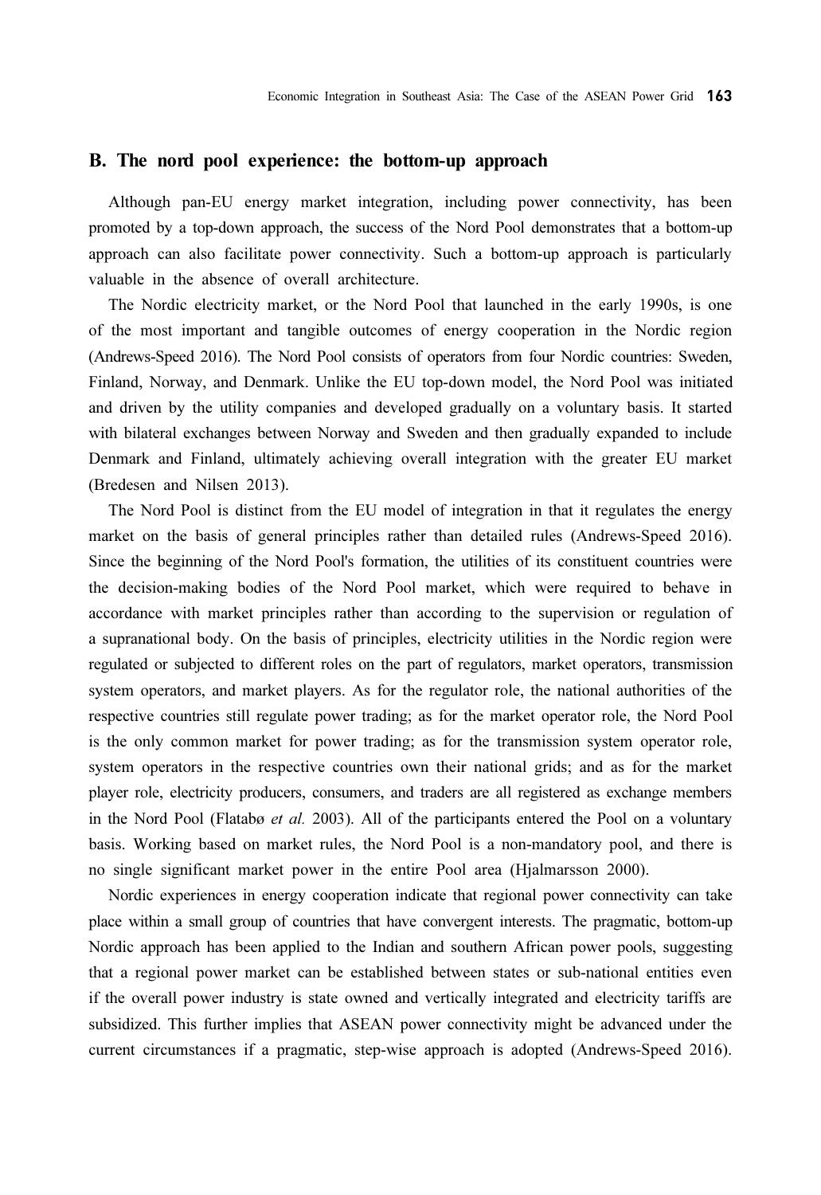## B. The nord pool experience: the bottom-up approach

Although pan-EU energy market integration, including power connectivity, has been promoted by a top-down approach, the success of the Nord Pool demonstrates that a bottom-up approach can also facilitate power connectivity. Such a bottom-up approach is particularly valuable in the absence of overall architecture.

The Nordic electricity market, or the Nord Pool that launched in the early 1990s, is one of the most important and tangible outcomes of energy cooperation in the Nordic region (Andrews-Speed 2016). The Nord Pool consists of operators from four Nordic countries: Sweden, Finland, Norway, and Denmark. Unlike the EU top-down model, the Nord Pool was initiated and driven by the utility companies and developed gradually on a voluntary basis. It started with bilateral exchanges between Norway and Sweden and then gradually expanded to include Denmark and Finland, ultimately achieving overall integration with the greater EU market (Bredesen and Nilsen 2013).

The Nord Pool is distinct from the EU model of integration in that it regulates the energy market on the basis of general principles rather than detailed rules (Andrews-Speed 2016). Since the beginning of the Nord Pool's formation, the utilities of its constituent countries were the decision-making bodies of the Nord Pool market, which were required to behave in accordance with market principles rather than according to the supervision or regulation of a supranational body. On the basis of principles, electricity utilities in the Nordic region were regulated or subjected to different roles on the part of regulators, market operators, transmission system operators, and market players. As for the regulator role, the national authorities of the respective countries still regulate power trading; as for the market operator role, the Nord Pool is the only common market for power trading; as for the transmission system operator role, system operators in the respective countries own their national grids; and as for the market player role, electricity producers, consumers, and traders are all registered as exchange members in the Nord Pool (Flatabø *et al.* 2003). All of the participants entered the Pool on a voluntary basis. Working based on market rules, the Nord Pool is a non-mandatory pool, and there is no single significant market power in the entire Pool area (Hjalmarsson 2000).

Nordic experiences in energy cooperation indicate that regional power connectivity can take place within a small group of countries that have convergent interests. The pragmatic, bottom-up Nordic approach has been applied to the Indian and southern African power pools, suggesting that a regional power market can be established between states or sub-national entities even if the overall power industry is state owned and vertically integrated and electricity tariffs are subsidized. This further implies that ASEAN power connectivity might be advanced under the current circumstances if a pragmatic, step-wise approach is adopted (Andrews-Speed 2016).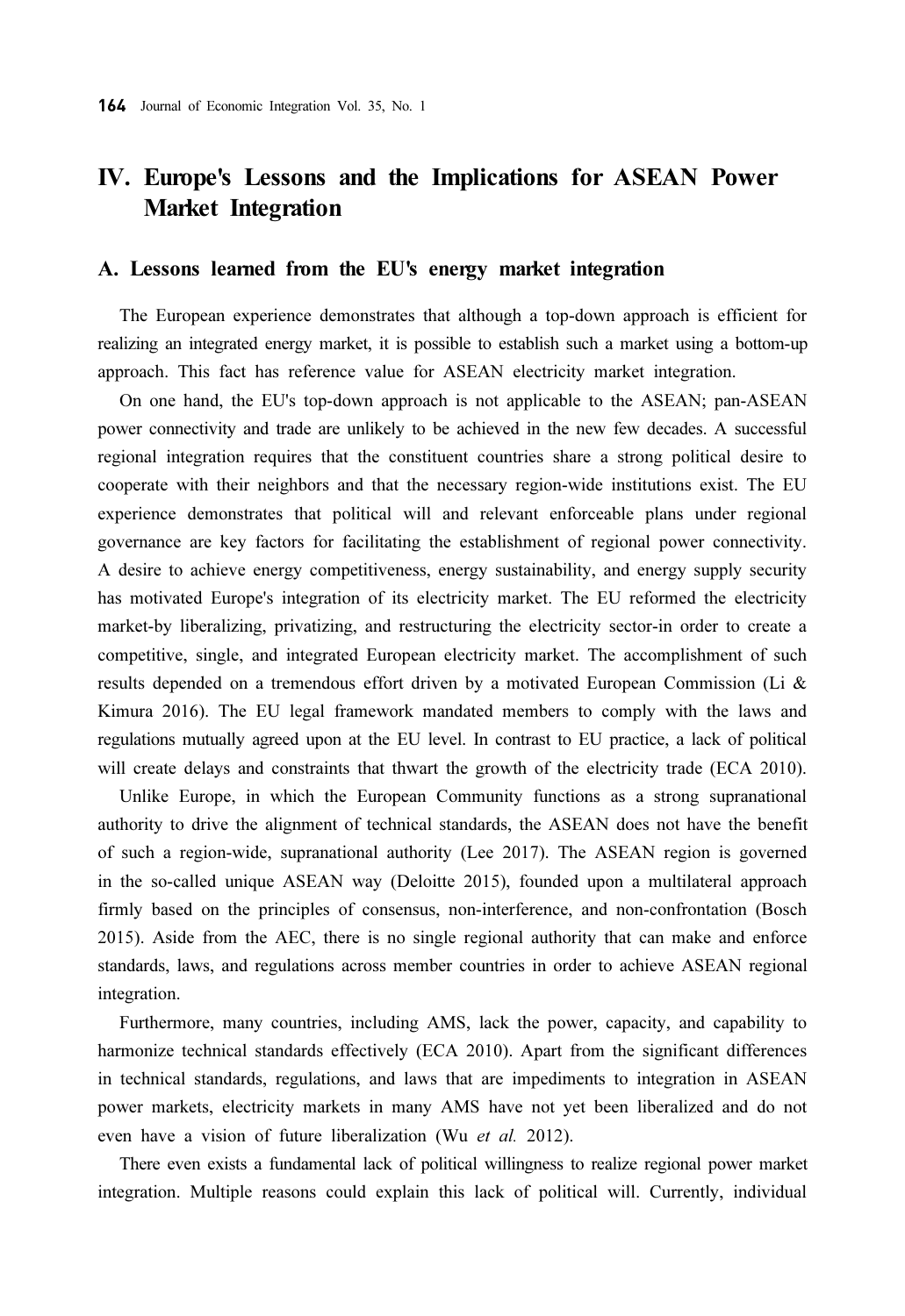# IV. Europe's Lessons and the Implications for ASEAN Power Market Integration

## A. Lessons learned from the EU's energy market integration

The European experience demonstrates that although a top-down approach is efficient for realizing an integrated energy market, it is possible to establish such a market using a bottom-up approach. This fact has reference value for ASEAN electricity market integration.

On one hand, the EU's top-down approach is not applicable to the ASEAN; pan-ASEAN power connectivity and trade are unlikely to be achieved in the new few decades. A successful regional integration requires that the constituent countries share a strong political desire to cooperate with their neighbors and that the necessary region-wide institutions exist. The EU experience demonstrates that political will and relevant enforceable plans under regional governance are key factors for facilitating the establishment of regional power connectivity. A desire to achieve energy competitiveness, energy sustainability, and energy supply security has motivated Europe's integration of its electricity market. The EU reformed the electricity market-by liberalizing, privatizing, and restructuring the electricity sector-in order to create a competitive, single, and integrated European electricity market. The accomplishment of such results depended on a tremendous effort driven by a motivated European Commission (Li & Kimura 2016). The EU legal framework mandated members to comply with the laws and regulations mutually agreed upon at the EU level. In contrast to EU practice, a lack of political will create delays and constraints that thwart the growth of the electricity trade (ECA 2010).

Unlike Europe, in which the European Community functions as a strong supranational authority to drive the alignment of technical standards, the ASEAN does not have the benefit of such a region-wide, supranational authority (Lee 2017). The ASEAN region is governed in the so-called unique ASEAN way (Deloitte 2015), founded upon a multilateral approach firmly based on the principles of consensus, non-interference, and non-confrontation (Bosch 2015). Aside from the AEC, there is no single regional authority that can make and enforce standards, laws, and regulations across member countries in order to achieve ASEAN regional integration.

Furthermore, many countries, including AMS, lack the power, capacity, and capability to harmonize technical standards effectively (ECA 2010). Apart from the significant differences in technical standards, regulations, and laws that are impediments to integration in ASEAN power markets, electricity markets in many AMS have not yet been liberalized and do not even have a vision of future liberalization (Wu *et al.* 2012).

There even exists a fundamental lack of political willingness to realize regional power market integration. Multiple reasons could explain this lack of political will. Currently, individual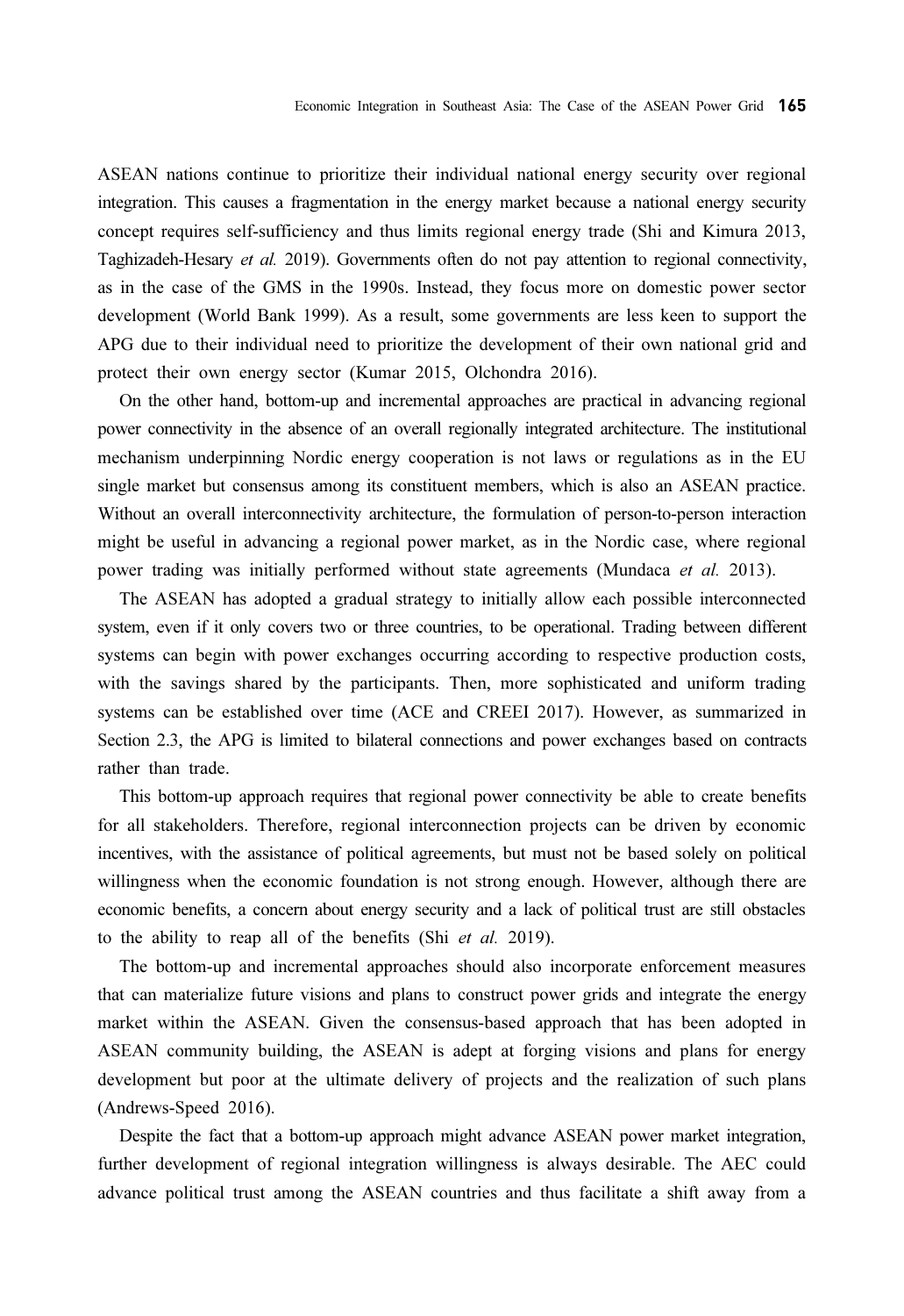ASEAN nations continue to prioritize their individual national energy security over regional integration. This causes a fragmentation in the energy market because a national energy security concept requires self-sufficiency and thus limits regional energy trade (Shi and Kimura 2013, Taghizadeh-Hesary *et al.* 2019). Governments often do not pay attention to regional connectivity, as in the case of the GMS in the 1990s. Instead, they focus more on domestic power sector development (World Bank 1999). As a result, some governments are less keen to support the APG due to their individual need to prioritize the development of their own national grid and protect their own energy sector (Kumar 2015, Olchondra 2016).

On the other hand, bottom-up and incremental approaches are practical in advancing regional power connectivity in the absence of an overall regionally integrated architecture. The institutional mechanism underpinning Nordic energy cooperation is not laws or regulations as in the EU single market but consensus among its constituent members, which is also an ASEAN practice. Without an overall interconnectivity architecture, the formulation of person-to-person interaction might be useful in advancing a regional power market, as in the Nordic case, where regional power trading was initially performed without state agreements (Mundaca *et al.* 2013).

The ASEAN has adopted a gradual strategy to initially allow each possible interconnected system, even if it only covers two or three countries, to be operational. Trading between different systems can begin with power exchanges occurring according to respective production costs, with the savings shared by the participants. Then, more sophisticated and uniform trading systems can be established over time (ACE and CREEI 2017). However, as summarized in Section 2.3, the APG is limited to bilateral connections and power exchanges based on contracts rather than trade.

This bottom-up approach requires that regional power connectivity be able to create benefits for all stakeholders. Therefore, regional interconnection projects can be driven by economic incentives, with the assistance of political agreements, but must not be based solely on political willingness when the economic foundation is not strong enough. However, although there are economic benefits, a concern about energy security and a lack of political trust are still obstacles to the ability to reap all of the benefits (Shi *et al.* 2019).

The bottom-up and incremental approaches should also incorporate enforcement measures that can materialize future visions and plans to construct power grids and integrate the energy market within the ASEAN. Given the consensus-based approach that has been adopted in ASEAN community building, the ASEAN is adept at forging visions and plans for energy development but poor at the ultimate delivery of projects and the realization of such plans (Andrews-Speed 2016).

Despite the fact that a bottom-up approach might advance ASEAN power market integration, further development of regional integration willingness is always desirable. The AEC could advance political trust among the ASEAN countries and thus facilitate a shift away from a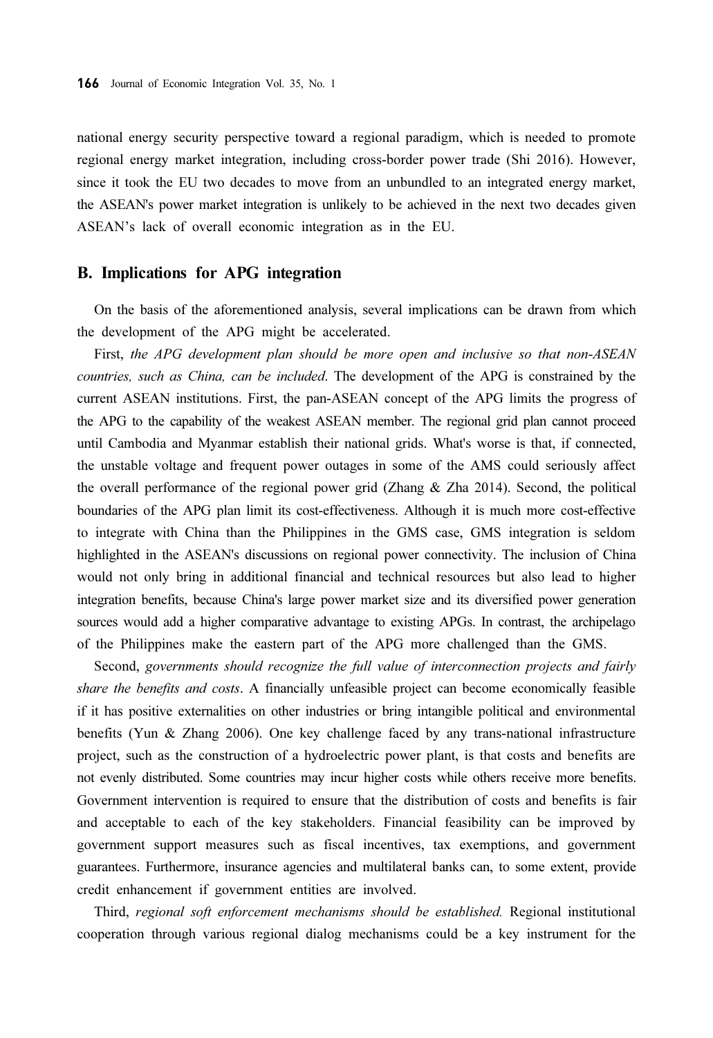national energy security perspective toward a regional paradigm, which is needed to promote regional energy market integration, including cross-border power trade (Shi 2016). However, since it took the EU two decades to move from an unbundled to an integrated energy market, the ASEAN's power market integration is unlikely to be achieved in the next two decades given ASEAN's lack of overall economic integration as in the EU.

## B. Implications for APG integration

On the basis of the aforementioned analysis, several implications can be drawn from which the development of the APG might be accelerated.

First, *the APG development plan should be more open and inclusive so that non-ASEAN countries, such as China, can be included*. The development of the APG is constrained by the current ASEAN institutions. First, the pan-ASEAN concept of the APG limits the progress of the APG to the capability of the weakest ASEAN member. The regional grid plan cannot proceed until Cambodia and Myanmar establish their national grids. What's worse is that, if connected, the unstable voltage and frequent power outages in some of the AMS could seriously affect the overall performance of the regional power grid (Zhang & Zha 2014). Second, the political boundaries of the APG plan limit its cost-effectiveness. Although it is much more cost-effective to integrate with China than the Philippines in the GMS case, GMS integration is seldom highlighted in the ASEAN's discussions on regional power connectivity. The inclusion of China would not only bring in additional financial and technical resources but also lead to higher integration benefits, because China's large power market size and its diversified power generation sources would add a higher comparative advantage to existing APGs. In contrast, the archipelago of the Philippines make the eastern part of the APG more challenged than the GMS.

Second, *governments should recognize the full value of interconnection projects and fairly share the benefits and costs*. A financially unfeasible project can become economically feasible if it has positive externalities on other industries or bring intangible political and environmental benefits (Yun & Zhang 2006). One key challenge faced by any trans-national infrastructure project, such as the construction of a hydroelectric power plant, is that costs and benefits are not evenly distributed. Some countries may incur higher costs while others receive more benefits. Government intervention is required to ensure that the distribution of costs and benefits is fair and acceptable to each of the key stakeholders. Financial feasibility can be improved by government support measures such as fiscal incentives, tax exemptions, and government guarantees. Furthermore, insurance agencies and multilateral banks can, to some extent, provide credit enhancement if government entities are involved.

Third, *regional soft enforcement mechanisms should be established.* Regional institutional cooperation through various regional dialog mechanisms could be a key instrument for the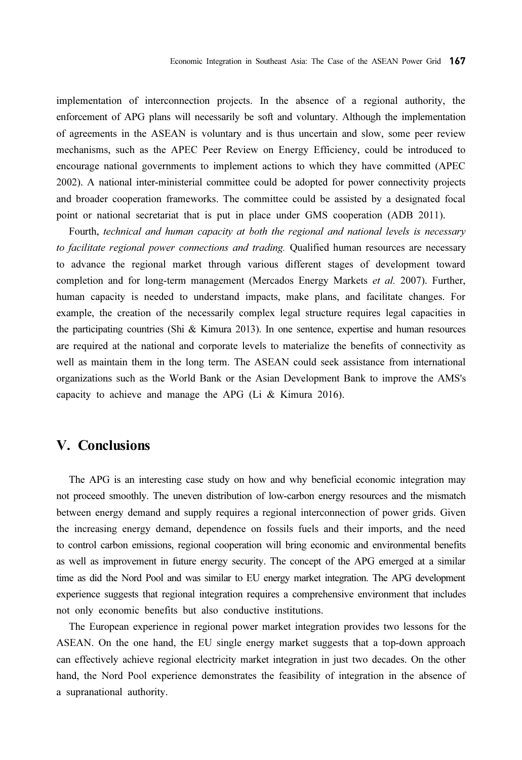implementation of interconnection projects. In the absence of a regional authority, the enforcement of APG plans will necessarily be soft and voluntary. Although the implementation of agreements in the ASEAN is voluntary and is thus uncertain and slow, some peer review mechanisms, such as the APEC Peer Review on Energy Efficiency, could be introduced to encourage national governments to implement actions to which they have committed (APEC 2002). A national inter-ministerial committee could be adopted for power connectivity projects and broader cooperation frameworks. The committee could be assisted by a designated focal point or national secretariat that is put in place under GMS cooperation (ADB 2011).

Fourth, *technical and human capacity at both the regional and national levels is necessary to facilitate regional power connections and trading.* Qualified human resources are necessary to advance the regional market through various different stages of development toward completion and for long-term management (Mercados Energy Markets *et al.* 2007). Further, human capacity is needed to understand impacts, make plans, and facilitate changes. For example, the creation of the necessarily complex legal structure requires legal capacities in the participating countries (Shi & Kimura 2013). In one sentence, expertise and human resources are required at the national and corporate levels to materialize the benefits of connectivity as well as maintain them in the long term. The ASEAN could seek assistance from international organizations such as the World Bank or the Asian Development Bank to improve the AMS's capacity to achieve and manage the APG (Li & Kimura 2016).

## V. Conclusions

The APG is an interesting case study on how and why beneficial economic integration may not proceed smoothly. The uneven distribution of low-carbon energy resources and the mismatch between energy demand and supply requires a regional interconnection of power grids. Given the increasing energy demand, dependence on fossils fuels and their imports, and the need to control carbon emissions, regional cooperation will bring economic and environmental benefits as well as improvement in future energy security. The concept of the APG emerged at a similar time as did the Nord Pool and was similar to EU energy market integration. The APG development experience suggests that regional integration requires a comprehensive environment that includes not only economic benefits but also conductive institutions.

The European experience in regional power market integration provides two lessons for the ASEAN. On the one hand, the EU single energy market suggests that a top-down approach can effectively achieve regional electricity market integration in just two decades. On the other hand, the Nord Pool experience demonstrates the feasibility of integration in the absence of a supranational authority.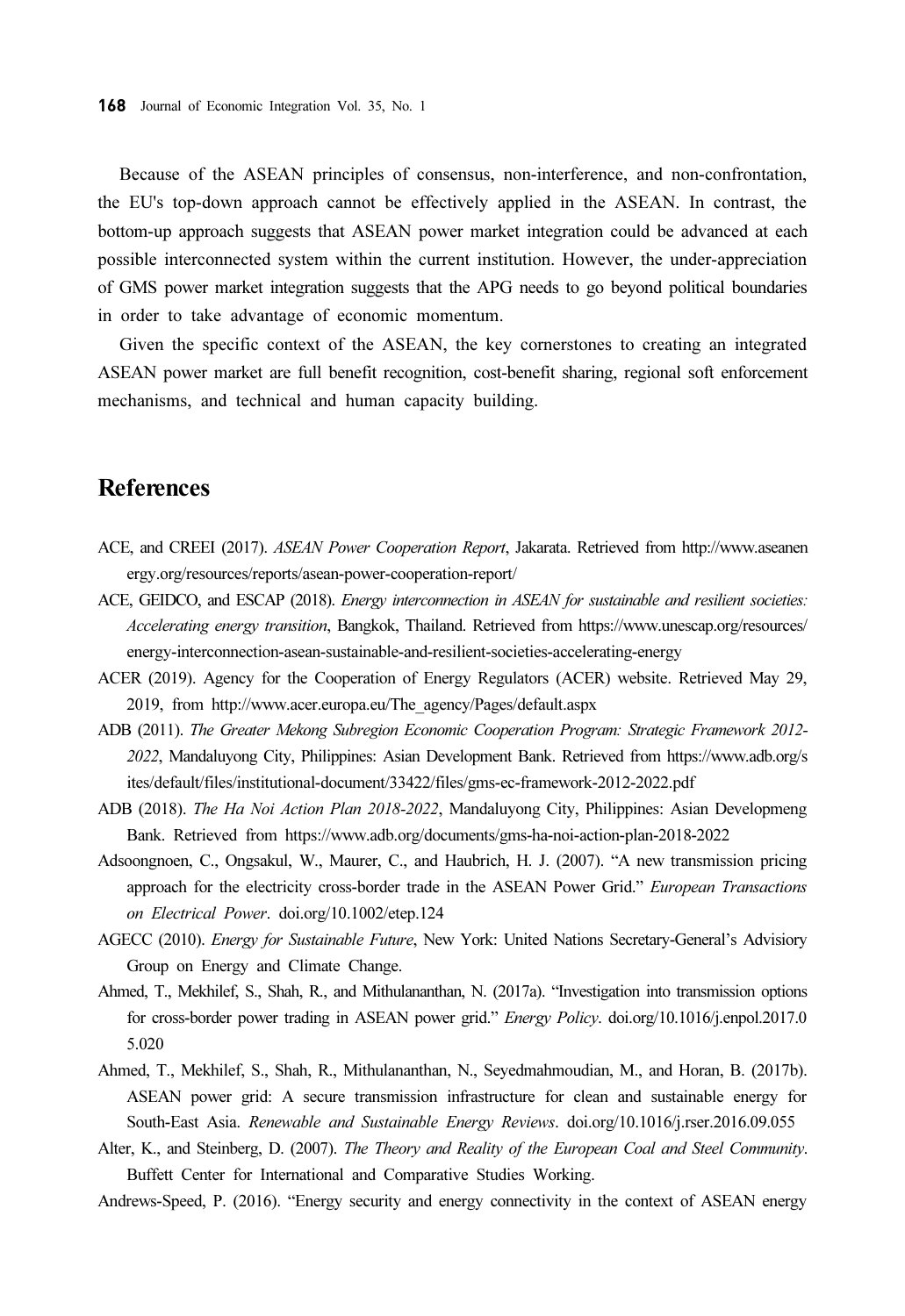Because of the ASEAN principles of consensus, non-interference, and non-confrontation, the EU's top-down approach cannot be effectively applied in the ASEAN. In contrast, the bottom-up approach suggests that ASEAN power market integration could be advanced at each possible interconnected system within the current institution. However, the under-appreciation of GMS power market integration suggests that the APG needs to go beyond political boundaries in order to take advantage of economic momentum.

Given the specific context of the ASEAN, the key cornerstones to creating an integrated ASEAN power market are full benefit recognition, cost-benefit sharing, regional soft enforcement mechanisms, and technical and human capacity building.

# References

ACE, and CREEI (2017). *ASEAN Power Cooperation Report*, Jakarata. Retrieved from http://www.aseanenergy.org/resources/reports/asean-power-cooperation-report/

ACE, GEIDCO, and ESCAP (2018). *Energy interconnection in ASEAN for sustainable and resilient societies: Accelerating energy transition*, Bangkok, Thailand. Retrieved from https://www.unescap.org/resources/energy-interconnection-asean-sustainable-and-resilient-societies-accelerating-energy

ACER (2019). Agency for the Cooperation of Energy Regulators (ACER) website. Retrieved May 29, 2019, from http://www.acer.europa.eu/The_agency/Pages/default.aspx

ADB (2011). *The Greater Mekong Subregion Economic Cooperation Program: Strategic Framework 2012-2022*, Mandaluyong City, Philippines: Asian Development Bank. Retrieved from https://www.adb.org/sites/default/files/institutional-document/33422/files/gms-ec-framework-2012-2022.pdf

ADB (2018). *The Ha Noi Action Plan 2018-2022*, Mandaluyong City, Philippines: Asian Developmeng Bank. Retrieved from https://www.adb.org/documents/gms-ha-noi-action-plan-2018-2022

Adsoongnoen, C., Ongsakul, W., Maurer, C., and Haubrich, H. J. (2007). “A new transmission pricing approach for the electricity cross-border trade in the ASEAN Power Grid.” *European Transactions on Electrical Power*. doi.org/10.1002/etep.124

AGECC (2010). *Energy for Sustainable Future*, New York: United Nations Secretary-General’s Advisiory Group on Energy and Climate Change.

Ahmed, T., Mekhilef, S., Shah, R., and Mithulananthan, N. (2017a). “Investigation into transmission options for cross-border power trading in ASEAN power grid.” *Energy Policy*. doi.org/10.1016/j.enpol.2017.05.020

Ahmed, T., Mekhilef, S., Shah, R., Mithulananthan, N., Seyedmahmoudian, M., and Horan, B. (2017b). ASEAN power grid: A secure transmission infrastructure for clean and sustainable energy for South-East Asia. *Renewable and Sustainable Energy Reviews*. doi.org/10.1016/j.rser.2016.09.055

Alter, K., and Steinberg, D. (2007). *The Theory and Reality of the European Coal and Steel Community*. Buffett Center for International and Comparative Studies Working.

Andrews-Speed, P. (2016). “Energy security and energy connectivity in the context of ASEAN energy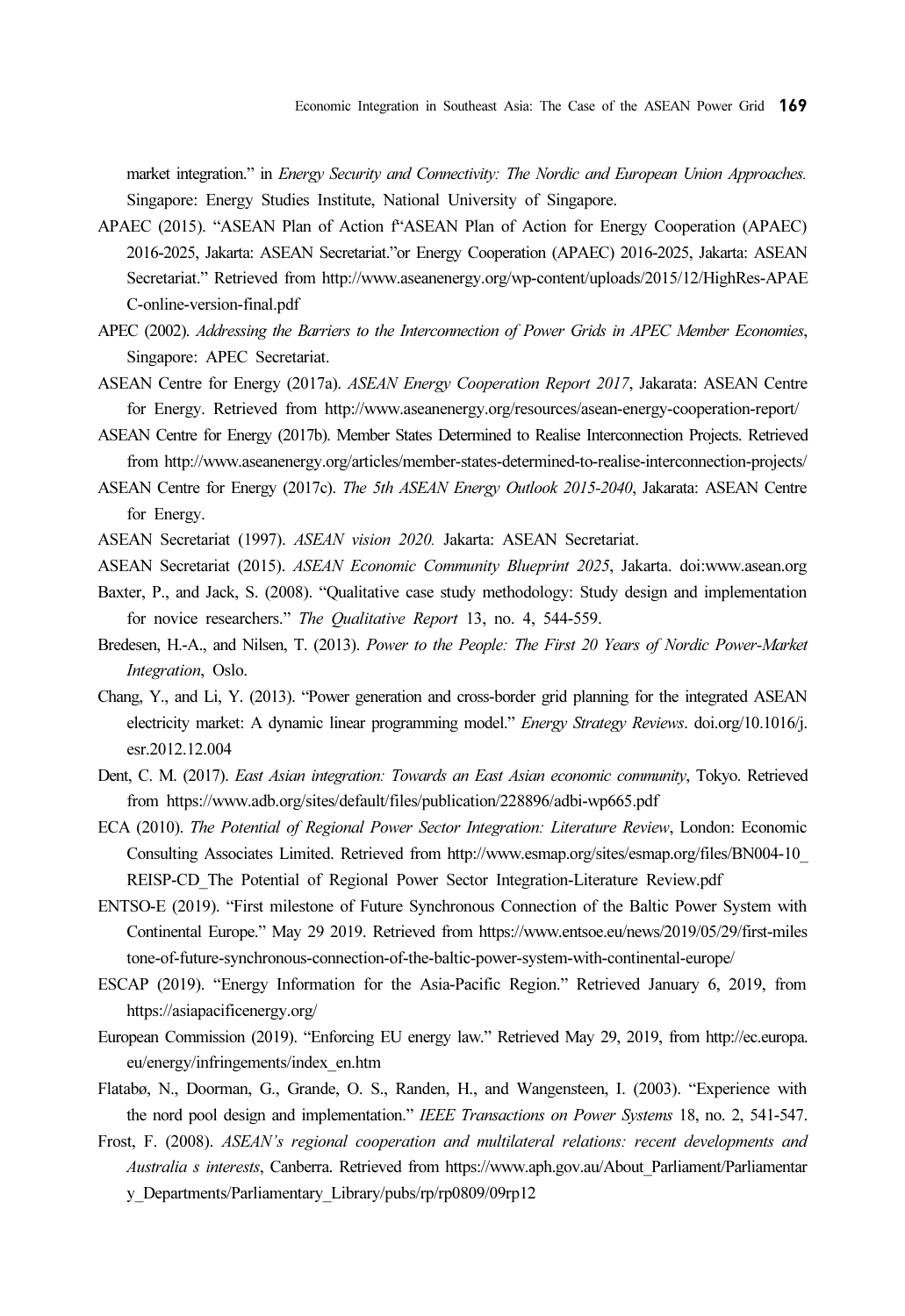market integration." in *Energy Security and Connectivity: The Nordic and European Union Approaches.* Singapore: Energy Studies Institute, National University of Singapore.

APAEC (2015). "ASEAN Plan of Action f"ASEAN Plan of Action for Energy Cooperation (APAEC) 2016-2025, Jakarta: ASEAN Secretariat."or Energy Cooperation (APAEC) 2016-2025, Jakarta: ASEAN Secretariat." Retrieved from http://www.aseanenergy.org/wp-content/uploads/2015/12/HighRes-APAEC-online-version-final.pdf

APEC (2002). *Addressing the Barriers to the Interconnection of Power Grids in APEC Member Economies*, Singapore: APEC Secretariat.

ASEAN Centre for Energy (2017a). *ASEAN Energy Cooperation Report 2017*, Jakarata: ASEAN Centre for Energy. Retrieved from http://www.aseanenergy.org/resources/asean-energy-cooperation-report/

ASEAN Centre for Energy (2017b). Member States Determined to Realise Interconnection Projects. Retrieved from http://www.aseanenergy.org/articles/member-states-determined-to-realise-interconnection-projects/

ASEAN Centre for Energy (2017c). *The 5th ASEAN Energy Outlook 2015-2040*, Jakarata: ASEAN Centre for Energy.

ASEAN Secretariat (1997). *ASEAN vision 2020.* Jakarta: ASEAN Secretariat.

ASEAN Secretariat (2015). *ASEAN Economic Community Blueprint 2025*, Jakarta. doi:www.asean.org

Baxter, P., and Jack, S. (2008). "Qualitative case study methodology: Study design and implementation for novice researchers." *The Qualitative Report* 13, no. 4, 544-559.

Bredesen, H.-A., and Nilsen, T. (2013). *Power to the People: The First 20 Years of Nordic Power-Market Integration*, Oslo.

Chang, Y., and Li, Y. (2013). "Power generation and cross-border grid planning for the integrated ASEAN electricity market: A dynamic linear programming model." *Energy Strategy Reviews*. doi.org/10.1016/j.esr.2012.12.004

Dent, C. M. (2017). *East Asian integration: Towards an East Asian economic community*, Tokyo. Retrieved from https://www.adb.org/sites/default/files/publication/228896/adbi-wp665.pdf

ECA (2010). *The Potential of Regional Power Sector Integration: Literature Review*, London: Economic Consulting Associates Limited. Retrieved from http://www.esmap.org/sites/esmap.org/files/BN004-10_REISP-CD_The Potential of Regional Power Sector Integration-Literature Review.pdf

ENTSO-E (2019). "First milestone of Future Synchronous Connection of the Baltic Power System with Continental Europe." May 29 2019. Retrieved from https://www.entsoe.eu/news/2019/05/29/first-milestone-of-future-synchronous-connection-of-the-baltic-power-system-with-continental-europe/

ESCAP (2019). "Energy Information for the Asia-Pacific Region." Retrieved January 6, 2019, from https://asiapacificenergy.org/

European Commission (2019). "Enforcing EU energy law." Retrieved May 29, 2019, from http://ec.europa.eu/energy/infringements/index_en.htm

Flatabø, N., Doorman, G., Grande, O. S., Randen, H., and Wangensteen, I. (2003). "Experience with the nord pool design and implementation." *IEEE Transactions on Power Systems* 18, no. 2, 541-547.

Frost, F. (2008). *ASEAN's regional cooperation and multilateral relations: recent developments and Australia s interests*, Canberra. Retrieved from https://www.aph.gov.au/About_Parliament/Parliamentary_Departments/Parliamentary_Library/pubs/rp/rp0809/09rp12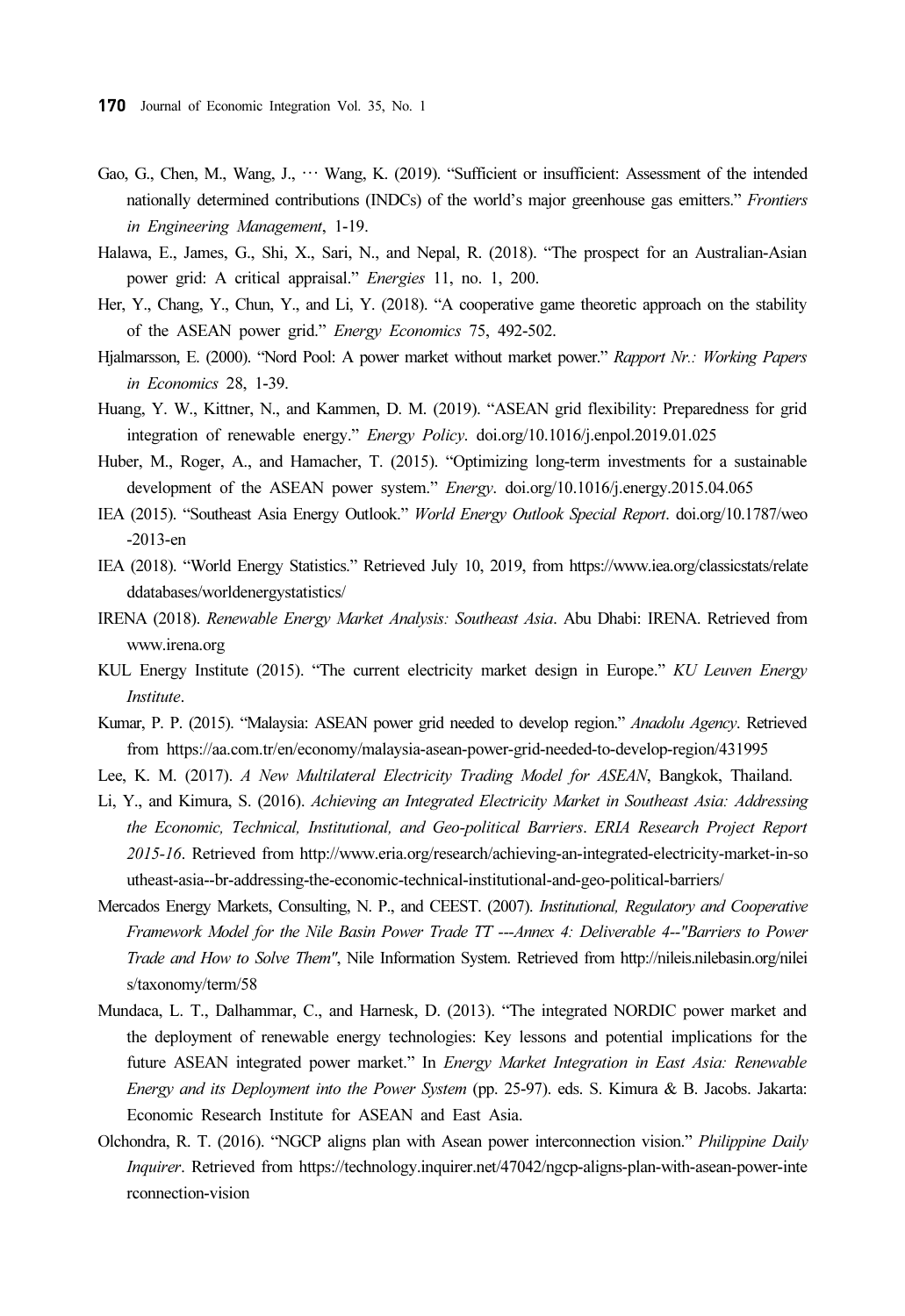Gao, G., Chen, M., Wang, J., ⋯ Wang, K. (2019). "Sufficient or insufficient: Assessment of the intended nationally determined contributions (INDCs) of the world's major greenhouse gas emitters." *Frontiers in Engineering Management*, 1-19.

Halawa, E., James, G., Shi, X., Sari, N., and Nepal, R. (2018). "The prospect for an Australian-Asian power grid: A critical appraisal." *Energies* 11, no. 1, 200.

Her, Y., Chang, Y., Chun, Y., and Li, Y. (2018). "A cooperative game theoretic approach on the stability of the ASEAN power grid." *Energy Economics* 75, 492-502.

Hjalmarsson, E. (2000). "Nord Pool: A power market without market power." *Rapport Nr.: Working Papers in Economics* 28, 1-39.

Huang, Y. W., Kittner, N., and Kammen, D. M. (2019). "ASEAN grid flexibility: Preparedness for grid integration of renewable energy." *Energy Policy*. doi.org/10.1016/j.enpol.2019.01.025

Huber, M., Roger, A., and Hamacher, T. (2015). "Optimizing long-term investments for a sustainable development of the ASEAN power system." *Energy*. doi.org/10.1016/j.energy.2015.04.065

IEA (2015). "Southeast Asia Energy Outlook." *World Energy Outlook Special Report*. doi.org/10.1787/weo-2013-en

IEA (2018). "World Energy Statistics." Retrieved July 10, 2019, from https://www.iea.org/classicstats/relateddatabases/worldenergystatistics/

IRENA (2018). *Renewable Energy Market Analysis: Southeast Asia*. Abu Dhabi: IRENA. Retrieved from www.irena.org

KUL Energy Institute (2015). "The current electricity market design in Europe." *KU Leuven Energy Institute*.

Kumar, P. P. (2015). "Malaysia: ASEAN power grid needed to develop region." *Anadolu Agency*. Retrieved from https://aa.com.tr/en/economy/malaysia-asean-power-grid-needed-to-develop-region/431995

Lee, K. M. (2017). *A New Multilateral Electricity Trading Model for ASEAN*, Bangkok, Thailand.

Li, Y., and Kimura, S. (2016). *Achieving an Integrated Electricity Market in Southeast Asia: Addressing the Economic, Technical, Institutional, and Geo-political Barriers*. *ERIA Research Project Report 2015-16*. Retrieved from http://www.eria.org/research/achieving-an-integrated-electricity-market-in-southeast-asia--br-addressing-the-economic-technical-institutional-and-geo-political-barriers/

Mercados Energy Markets, Consulting, N. P., and CEEST. (2007). *Institutional, Regulatory and Cooperative Framework Model for the Nile Basin Power Trade TT ---Annex 4: Deliverable 4--"Barriers to Power Trade and How to Solve Them"*, Nile Information System. Retrieved from http://nileis.nilebasin.org/nileis/taxonomy/term/58

Mundaca, L. T., Dalhammar, C., and Harnesk, D. (2013). "The integrated NORDIC power market and the deployment of renewable energy technologies: Key lessons and potential implications for the future ASEAN integrated power market." In *Energy Market Integration in East Asia: Renewable Energy and its Deployment into the Power System* (pp. 25-97). eds. S. Kimura & B. Jacobs. Jakarta: Economic Research Institute for ASEAN and East Asia.

Olchondra, R. T. (2016). "NGCP aligns plan with Asean power interconnection vision." *Philippine Daily Inquirer*. Retrieved from https://technology.inquirer.net/47042/ngcp-aligns-plan-with-asean-power-interconnection-vision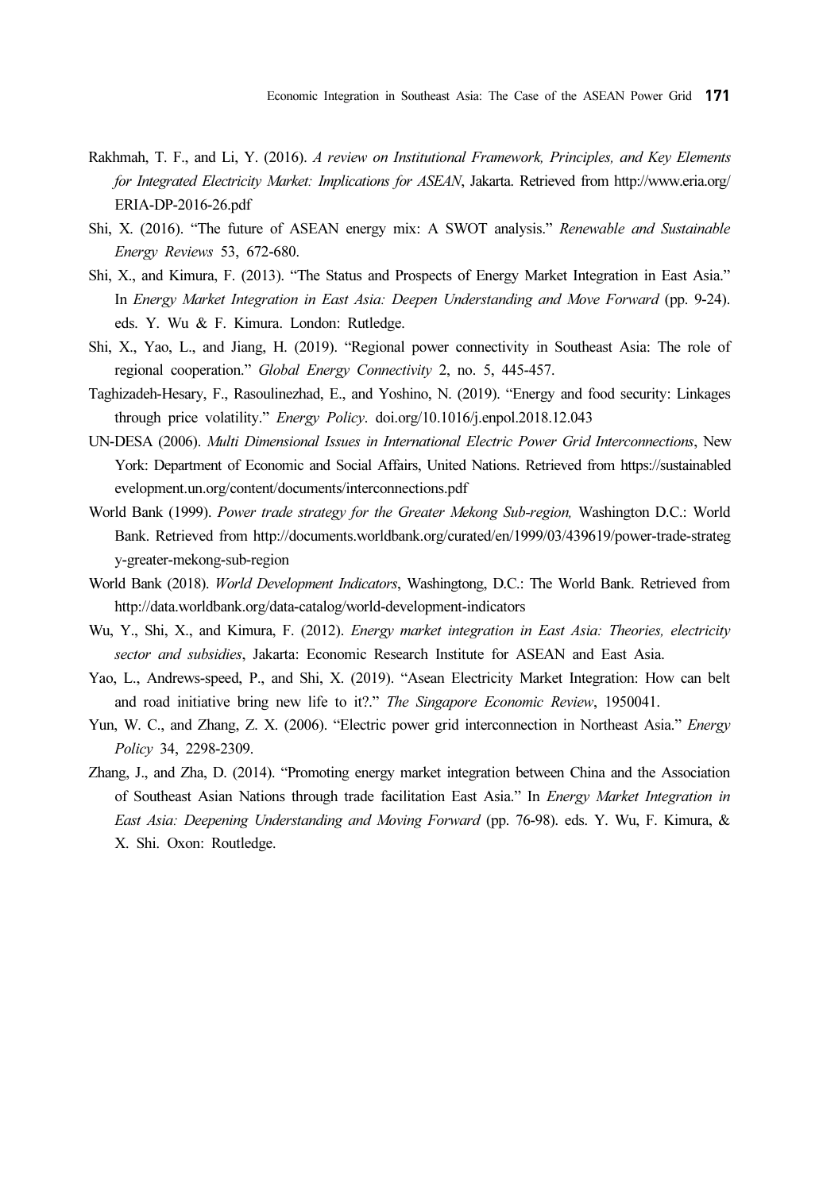Rakhmah, T. F., and Li, Y. (2016). *A review on Institutional Framework, Principles, and Key Elements for Integrated Electricity Market: Implications for ASEAN*, Jakarta. Retrieved from http://www.eria.org/ERIA-DP-2016-26.pdf

Shi, X. (2016). "The future of ASEAN energy mix: A SWOT analysis." *Renewable and Sustainable Energy Reviews* 53, 672-680.

Shi, X., and Kimura, F. (2013). "The Status and Prospects of Energy Market Integration in East Asia." In *Energy Market Integration in East Asia: Deepen Understanding and Move Forward* (pp. 9-24). eds. Y. Wu & F. Kimura. London: Rutledge.

Shi, X., Yao, L., and Jiang, H. (2019). "Regional power connectivity in Southeast Asia: The role of regional cooperation." *Global Energy Connectivity* 2, no. 5, 445-457.

Taghizadeh-Hesary, F., Rasoulinezhad, E., and Yoshino, N. (2019). "Energy and food security: Linkages through price volatility." *Energy Policy*. doi.org/10.1016/j.enpol.2018.12.043

UN-DESA (2006). *Multi Dimensional Issues in International Electric Power Grid Interconnections*, New York: Department of Economic and Social Affairs, United Nations. Retrieved from https://sustainabledevelopment.un.org/content/documents/interconnections.pdf

World Bank (1999). *Power trade strategy for the Greater Mekong Sub-region,* Washington D.C.: World Bank. Retrieved from http://documents.worldbank.org/curated/en/1999/03/439619/power-trade-strategy-greater-mekong-sub-region

World Bank (2018). *World Development Indicators*, Washingtong, D.C.: The World Bank. Retrieved from http://data.worldbank.org/data-catalog/world-development-indicators

Wu, Y., Shi, X., and Kimura, F. (2012). *Energy market integration in East Asia: Theories, electricity sector and subsidies*, Jakarta: Economic Research Institute for ASEAN and East Asia.

Yao, L., Andrews-speed, P., and Shi, X. (2019). "Asean Electricity Market Integration: How can belt and road initiative bring new life to it?." *The Singapore Economic Review*, 1950041.

Yun, W. C., and Zhang, Z. X. (2006). "Electric power grid interconnection in Northeast Asia." *Energy Policy* 34, 2298-2309.

Zhang, J., and Zha, D. (2014). "Promoting energy market integration between China and the Association of Southeast Asian Nations through trade facilitation East Asia." In *Energy Market Integration in East Asia: Deepening Understanding and Moving Forward* (pp. 76-98). eds. Y. Wu, F. Kimura, & X. Shi. Oxon: Routledge.